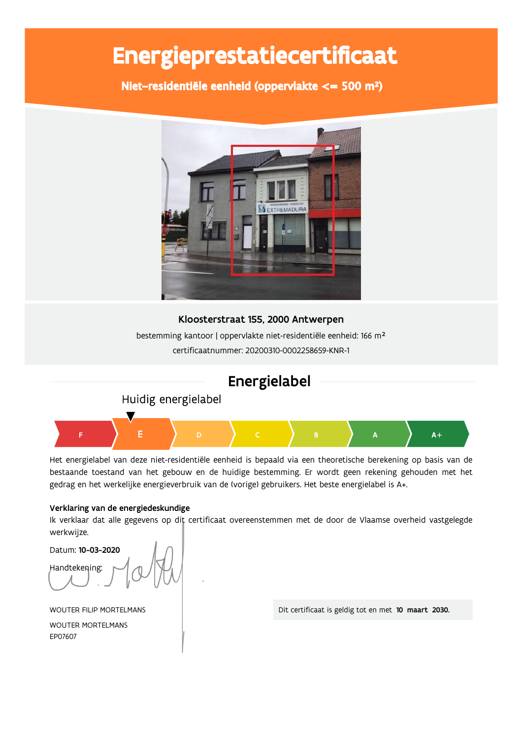# Energieprestatiecertificaat

## Niet-residentiële eenheid (oppervlakte <= 500 m²)

**Kloosterstraat 155, 2000 Antwerpen**

bestemming kantoor | oppervlakte niet-residentiële eenheid: 166 m²

certificaatnummer: 20200310-0002258659-KNR-1

## Energielabel

Huidig energielabel

F | **E** | D | C | B | A | A+

Het energielabel van deze niet-residentiële eenheid is bepaald via een theoretische berekening op basis van de bestaande toestand van het gebouw en de huidige bestemming. Er wordt geen rekening gehouden met het gedrag en het werkelijke energieverbruik van de (vorige) gebruikers. Het beste energielabel is A+.

**Verklaring van de energiedeskundige**

Ik verklaar dat alle gegevens op dit certificaat overeenstemmen met de door de Vlaamse overheid vastgelegde werkwijze.

Datum: **10-03-2020**

Handtekening:

WOUTER FILIP MORTELMANS

WOUTER MORTELMANS

EP07607

Dit certificaat is geldig tot en met **10 maart 2030.**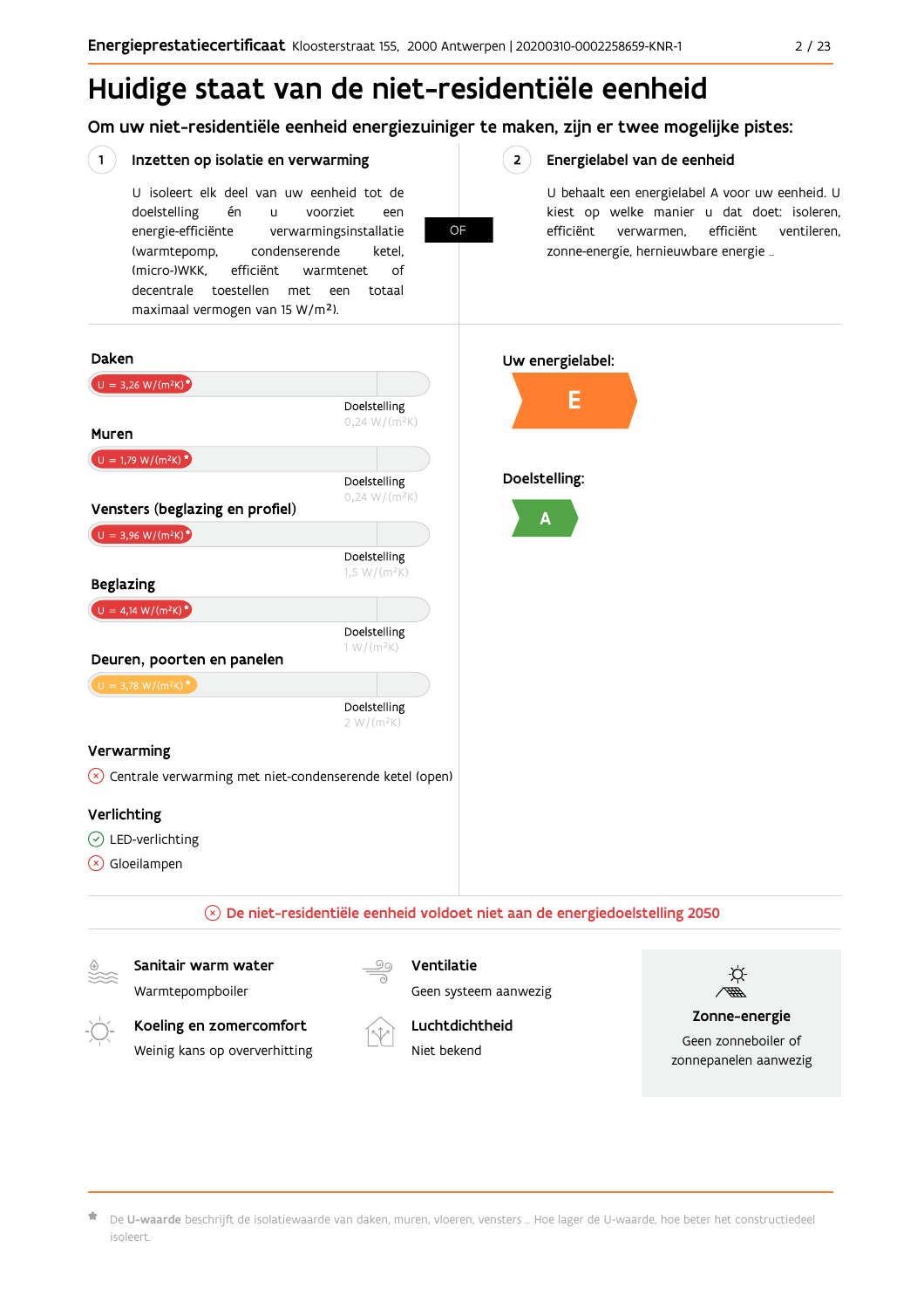# Huidige staat van de niet-residentiële eenheid

## Om uw niet-residentiële eenheid energiezuiniger te maken, zijn er twee mogelijke pistes:

### 1 Inzetten op isolatie en verwarming

U isoleert elk deel van uw eenheid tot de doelstelling én u voorziet een energie-efficiënte verwarmingsinstallatie (warmtepomp, condenserende ketel, (micro-)WKK, efficiënt warmtenet of decentrale toestellen met een totaal maximaal vermogen van 15 W/m²).

**OF**

### 2 Energielabel van de eenheid

U behaalt een energielabel A voor uw eenheid. U kiest op welke manier u dat doet: isoleren, efficiënt verwarmen, efficiënt ventileren, zonne-energie, hernieuwbare energie …

### Daken

U = 3,26 W/(m²K)*

Doelstelling 0,24 W/(m²K)

### Muren

U = 1,79 W/(m²K)*

Doelstelling 0,24 W/(m²K)

### Vensters (beglazing en profiel)

U = 3,96 W/(m²K)*

Doelstelling 1,5 W/(m²K)

### Beglazing

U = 4,14 W/(m²K)*

Doelstelling 1 W/(m²K)

### Deuren, poorten en panelen

U = 3,78 W/(m²K)*

Doelstelling 2 W/(m²K)

### Verwarming

- ✗ Centrale verwarming met niet-condenserende ketel (open)

### Verlichting

- ✓ LED-verlichting
- ✗ Gloeilampen

### Uw energielabel:

**E**

### Doelstelling:

**A**

✗ De niet-residentiële eenheid voldoet niet aan de energiedoelstelling 2050

**Sanitair warm water**
Warmtepompboiler

**Ventilatie**
Geen systeem aanwezig

**Koeling en zomercomfort**
Weinig kans op oververhitting

**Luchtdichtheid**
Niet bekend

**Zonne-energie**
Geen zonneboiler of zonnepanelen aanwezig

* De **U-waarde** beschrijft de isolatiewaarde van daken, muren, vloeren, vensters … Hoe lager de U-waarde, hoe beter het constructiedeel isoleert.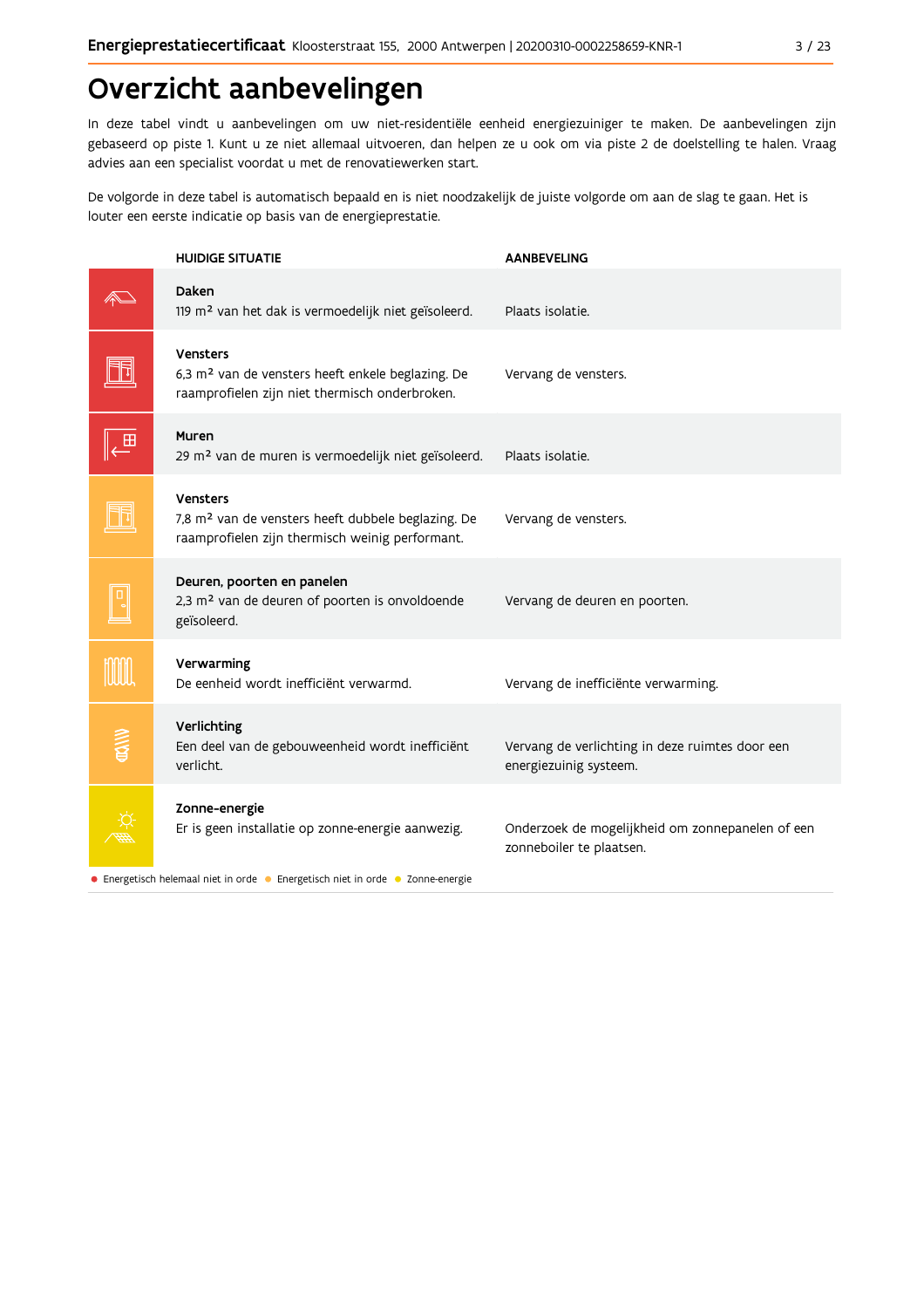# Overzicht aanbevelingen

In deze tabel vindt u aanbevelingen om uw niet-residentiële eenheid energiezuiniger te maken. De aanbevelingen zijn gebaseerd op piste 1. Kunt u ze niet allemaal uitvoeren, dan helpen ze u ook om via piste 2 de doelstelling te halen. Vraag advies aan een specialist voordat u met de renovatiewerken start.

De volgorde in deze tabel is automatisch bepaald en is niet noodzakelijk de juiste volgorde om aan de slag te gaan. Het is louter een eerste indicatie op basis van de energieprestatie.

| HUIDIGE SITUATIE | AANBEVELING |
|---|---|
| **Daken**<br>119 m² van het dak is vermoedelijk niet geïsoleerd. | Plaats isolatie. |
| **Vensters**<br>6,3 m² van de vensters heeft enkele beglazing. De raamprofielen zijn niet thermisch onderbroken. | Vervang de vensters. |
| **Muren**<br>29 m² van de muren is vermoedelijk niet geïsoleerd. | Plaats isolatie. |
| **Vensters**<br>7,8 m² van de vensters heeft dubbele beglazing. De raamprofielen zijn thermisch weinig performant. | Vervang de vensters. |
| **Deuren, poorten en panelen**<br>2,3 m² van de deuren of poorten is onvoldoende geïsoleerd. | Vervang de deuren en poorten. |
| **Verwarming**<br>De eenheid wordt inefficiënt verwarmd. | Vervang de inefficiënte verwarming. |
| **Verlichting**<br>Een deel van de gebouweenheid wordt inefficiënt verlicht. | Vervang de verlichting in deze ruimtes door een energiezuinig systeem. |
| **Zonne-energie**<br>Er is geen installatie op zonne-energie aanwezig. | Onderzoek de mogelijkheid om zonnepanelen of een zonneboiler te plaatsen. |

● Energetisch helemaal niet in orde ● Energetisch niet in orde ● Zonne-energie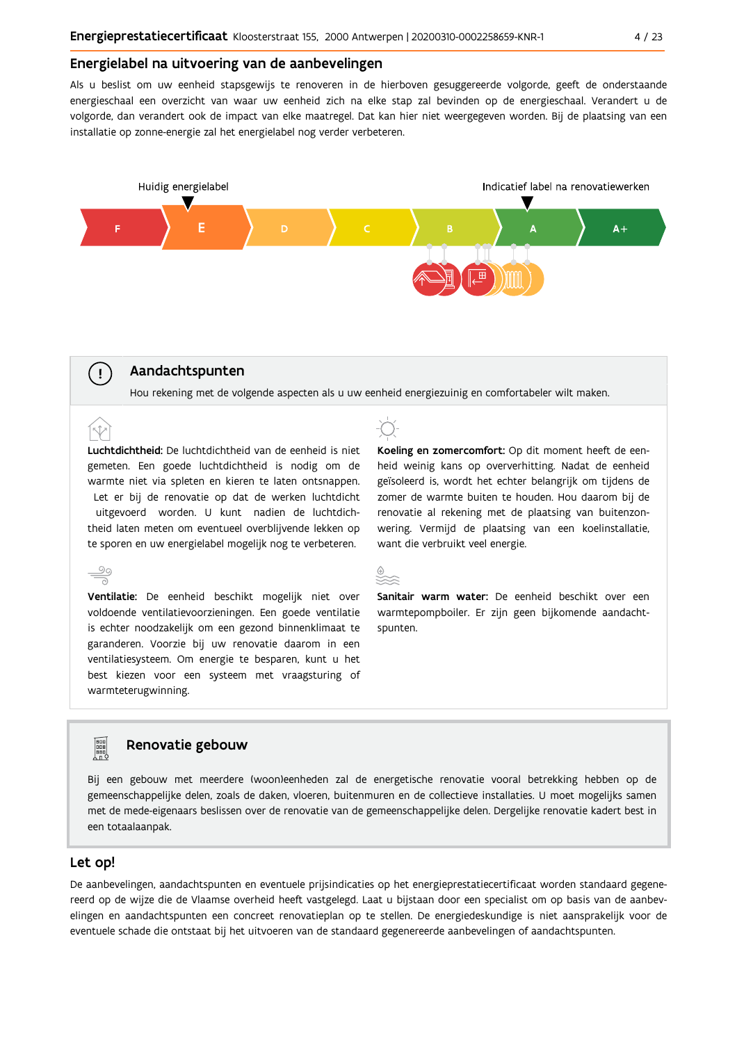## Energielabel na uitvoering van de aanbevelingen

Als u beslist om uw eenheid stapsgewijs te renoveren in de hierboven gesuggereerde volgorde, geeft de onderstaande energieschaal een overzicht van waar uw eenheid zich na elke stap zal bevinden op de energieschaal. Verandert u de volgorde, dan verandert ook de impact van elke maatregel. Dat kan hier niet weergegeven worden. Bij de plaatsing van een installatie op zonne-energie zal het energielabel nog verder verbeteren.

Huidig energielabel

Indicatief label na renovatiewerken

F | E | D | C | B | A | A+

## Aandachtspunten

Hou rekening met de volgende aspecten als u uw eenheid energiezuinig en comfortabeler wilt maken.

**Luchtdichtheid:** De luchtdichtheid van de eenheid is niet gemeten. Een goede luchtdichtheid is nodig om de warmte niet via spleten en kieren te laten ontsnappen. Let er bij de renovatie op dat de werken luchtdicht uitgevoerd worden. U kunt nadien de luchtdichtheid laten meten om eventueel overblijvende lekken op te sporen en uw energielabel mogelijk nog te verbeteren.

**Ventilatie:** De eenheid beschikt mogelijk niet over voldoende ventilatievoorzieningen. Een goede ventilatie is echter noodzakelijk om een gezond binnenklimaat te garanderen. Voorzie bij uw renovatie daarom in een ventilatiesysteem. Om energie te besparen, kunt u het best kiezen voor een systeem met vraagsturing of warmteterugwinning.

**Koeling en zomercomfort:** Op dit moment heeft de eenheid weinig kans op oververhitting. Nadat de eenheid geïsoleerd is, wordt het echter belangrijk om tijdens de zomer de warmte buiten te houden. Hou daarom bij de renovatie al rekening met de plaatsing van buitenzonwering. Vermijd de plaatsing van een koelinstallatie, want die verbruikt veel energie.

**Sanitair warm water:** De eenheid beschikt over een warmtepompboiler. Er zijn geen bijkomende aandachtspunten.

## Renovatie gebouw

Bij een gebouw met meerdere (woon)eenheden zal de energetische renovatie vooral betrekking hebben op de gemeenschappelijke delen, zoals de daken, vloeren, buitenmuren en de collectieve installaties. U moet mogelijks samen met de mede-eigenaars beslissen over de renovatie van de gemeenschappelijke delen. Dergelijke renovatie kadert best in een totaalaanpak.

## Let op!

De aanbevelingen, aandachtspunten en eventuele prijsindicaties op het energieprestatiecertificaat worden standaard gegenereerd op de wijze die de Vlaamse overheid heeft vastgelegd. Laat u bijstaan door een specialist om op basis van de aanbevelingen en aandachtspunten een concreet renovatieplan op te stellen. De energiedeskundige is niet aansprakelijk voor de eventuele schade die ontstaat bij het uitvoeren van de standaard gegenereerde aanbevelingen of aandachtspunten.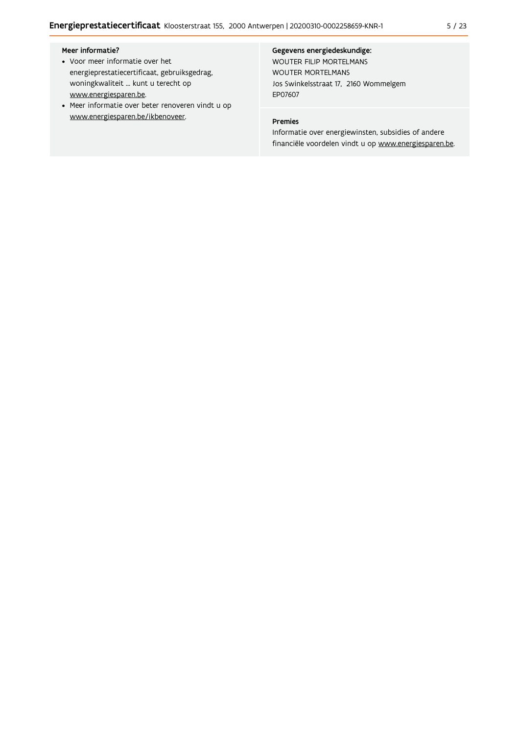**Meer informatie?**

- Voor meer informatie over het energieprestatiecertificaat, gebruiksgedrag, woningkwaliteit ... kunt u terecht op www.energiesparen.be.
- Meer informatie over beter renoveren vindt u op www.energiesparen.be/ikbenoveer.

**Gegevens energiedeskundige:**

WOUTER FILIP MORTELMANS
WOUTER MORTELMANS
Jos Swinkelsstraat 17, 2160 Wommelgem
EP07607

**Premies**

Informatie over energiewinsten, subsidies of andere financiële voordelen vindt u op www.energiesparen.be.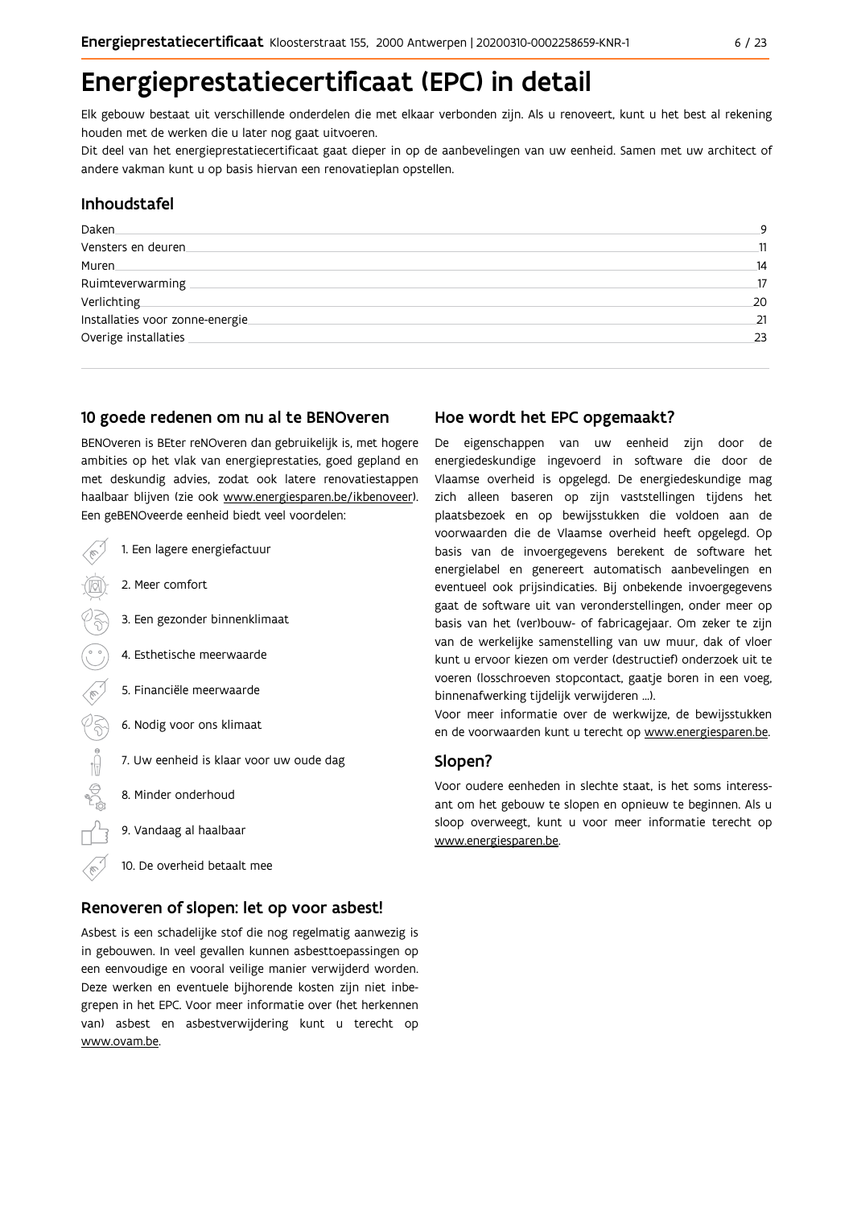# Energieprestatiecertificaat (EPC) in detail

Elk gebouw bestaat uit verschillende onderdelen die met elkaar verbonden zijn. Als u renoveert, kunt u het best al rekening houden met de werken die u later nog gaat uitvoeren.
Dit deel van het energieprestatiecertificaat gaat dieper in op de aanbevelingen van uw eenheid. Samen met uw architect of andere vakman kunt u op basis hiervan een renovatieplan opstellen.

## Inhoudstafel

| | |
|---|---|
| Daken | 9 |
| Vensters en deuren | 11 |
| Muren | 14 |
| Ruimteverwarming | 17 |
| Verlichting | 20 |
| Installaties voor zonne-energie | 21 |
| Overige installaties | 23 |

## 10 goede redenen om nu al te BENOveren

BENOveren is BEter reNOveren dan gebruikelijk is, met hogere ambities op het vlak van energieprestaties, goed gepland en met deskundig advies, zodat ook latere renovatiestappen haalbaar blijven (zie ook www.energiesparen.be/ikbenoveer). Een geBENOveerde eenheid biedt veel voordelen:

1. Een lagere energiefactuur
2. Meer comfort
3. Een gezonder binnenklimaat
4. Esthetische meerwaarde
5. Financiële meerwaarde
6. Nodig voor ons klimaat
7. Uw eenheid is klaar voor uw oude dag
8. Minder onderhoud
9. Vandaag al haalbaar
10. De overheid betaalt mee

## Renoveren of slopen: let op voor asbest!

Asbest is een schadelijke stof die nog regelmatig aanwezig is in gebouwen. In veel gevallen kunnen asbesttoepassingen op een eenvoudige en vooral veilige manier verwijderd worden. Deze werken en eventuele bijhorende kosten zijn niet inbegrepen in het EPC. Voor meer informatie over (het herkennen van) asbest en asbestverwijdering kunt u terecht op www.ovam.be.

## Hoe wordt het EPC opgemaakt?

De eigenschappen van uw eenheid zijn door de energiedeskundige ingevoerd in software die door de Vlaamse overheid is opgelegd. De energiedeskundige mag zich alleen baseren op zijn vaststellingen tijdens het plaatsbezoek en op bewijsstukken die voldoen aan de voorwaarden die de Vlaamse overheid heeft opgelegd. Op basis van de invoergegevens berekent de software het energielabel en genereert automatisch aanbevelingen en eventueel ook prijsindicaties. Bij onbekende invoergegevens gaat de software uit van veronderstellingen, onder meer op basis van het (ver)bouw- of fabricagejaar. Om zeker te zijn van de werkelijke samenstelling van uw muur, dak of vloer kunt u ervoor kiezen om verder (destructief) onderzoek uit te voeren (losschroeven stopcontact, gaatje boren in een voeg, binnenafwerking tijdelijk verwijderen ...).
Voor meer informatie over de werkwijze, de bewijsstukken en de voorwaarden kunt u terecht op www.energiesparen.be.

## Slopen?

Voor oudere eenheden in slechte staat, is het soms interessant om het gebouw te slopen en opnieuw te beginnen. Als u sloop overweegt, kunt u voor meer informatie terecht op www.energiesparen.be.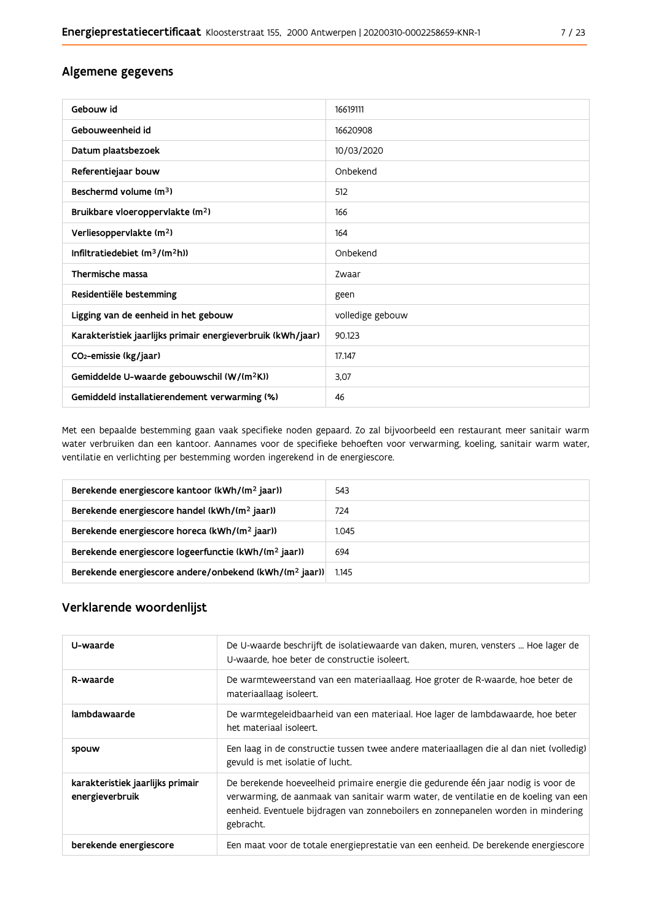## Algemene gegevens

| | |
|---|---|
| Gebouw id | 16619111 |
| Gebouweenheid id | 16620908 |
| Datum plaatsbezoek | 10/03/2020 |
| Referentiejaar bouw | Onbekend |
| Beschermd volume ($m^3$) | 512 |
| Bruikbare vloeroppervlakte ($m^2$) | 166 |
| Verliesoppervlakte ($m^2$) | 164 |
| Infiltratiedebiet ($m^3/(m^2h)$) | Onbekend |
| Thermische massa | Zwaar |
| Residentiële bestemming | geen |
| Ligging van de eenheid in het gebouw | volledige gebouw |
| Karakteristiek jaarlijks primair energieverbruik (kWh/jaar) | 90.123 |
| $CO_2$-emissie (kg/jaar) | 17.147 |
| Gemiddelde U-waarde gebouwschil ($W/(m^2K)$) | 3,07 |
| Gemiddeld installatierendement verwarming (%) | 46 |

Met een bepaalde bestemming gaan vaak specifieke noden gepaard. Zo zal bijvoorbeeld een restaurant meer sanitair warm water verbruiken dan een kantoor. Aannames voor de specifieke behoeften voor verwarming, koeling, sanitair warm water, ventilatie en verlichting per bestemming worden ingerekend in de energiescore.

| | |
|---|---|
| Berekende energiescore kantoor (kWh/($m^2$ jaar)) | 543 |
| Berekende energiescore handel (kWh/($m^2$ jaar)) | 724 |
| Berekende energiescore horeca (kWh/($m^2$ jaar)) | 1.045 |
| Berekende energiescore logeerfunctie (kWh/($m^2$ jaar)) | 694 |
| Berekende energiescore andere/onbekend (kWh/($m^2$ jaar)) | 1.145 |

## Verklarende woordenlijst

| | |
|---|---|
| U-waarde | De U-waarde beschrijft de isolatiewaarde van daken, muren, vensters ... Hoe lager de U-waarde, hoe beter de constructie isoleert. |
| R-waarde | De warmteweerstand van een materiaallaag. Hoe groter de R-waarde, hoe beter de materiaallaag isoleert. |
| lambdawaarde | De warmtegeleidbaarheid van een materiaal. Hoe lager de lambdawaarde, hoe beter het materiaal isoleert. |
| spouw | Een laag in de constructie tussen twee andere materiaallagen die al dan niet (volledig) gevuld is met isolatie of lucht. |
| karakteristiek jaarlijks primair energieverbruik | De berekende hoeveelheid primaire energie die gedurende één jaar nodig is voor de verwarming, de aanmaak van sanitair warm water, de ventilatie en de koeling van een eenheid. Eventuele bijdragen van zonneboilers en zonnepanelen worden in mindering gebracht. |
| berekende energiescore | Een maat voor de totale energieprestatie van een eenheid. De berekende energiescore |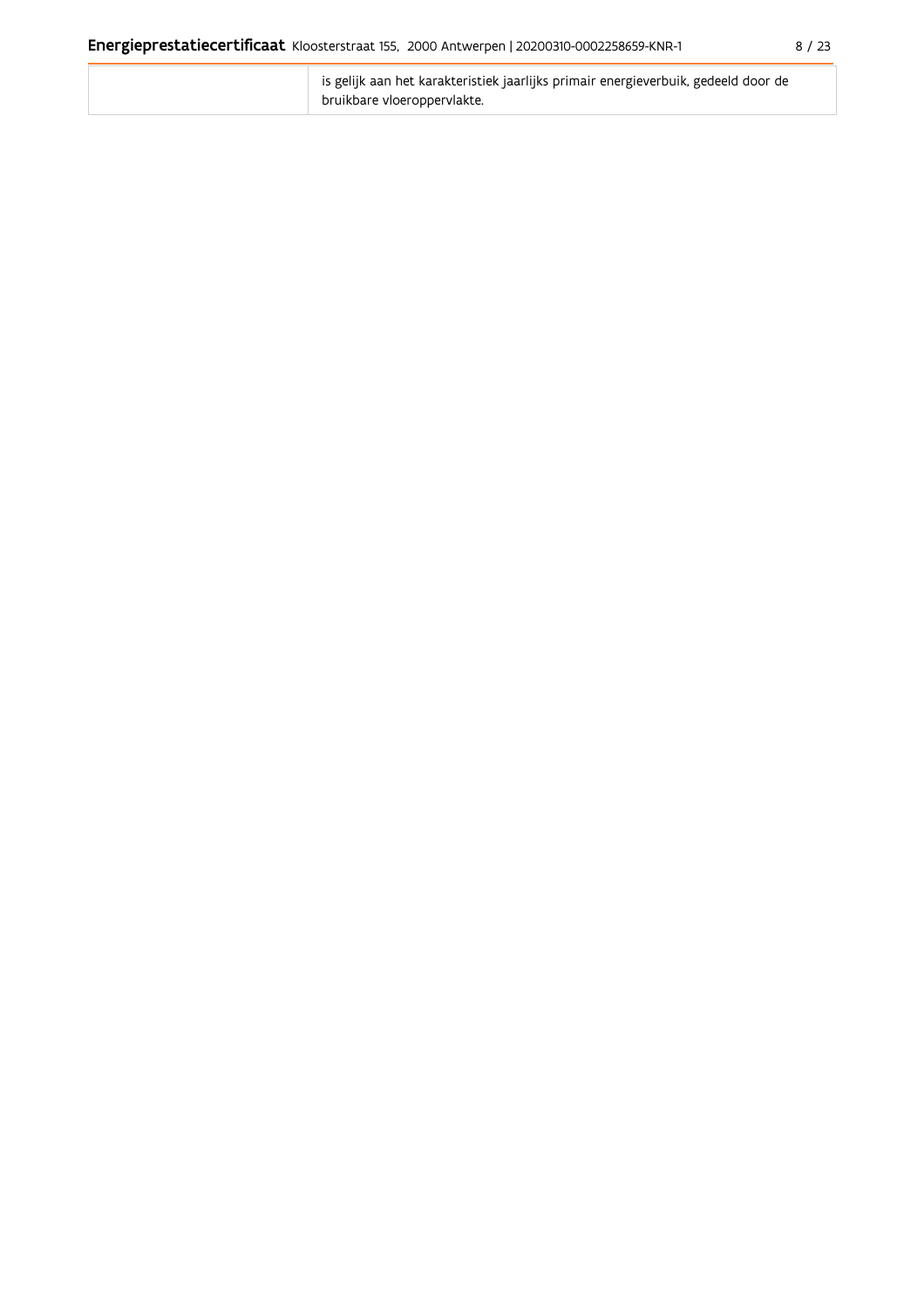| | |
|---|---|
| | is gelijk aan het karakteristiek jaarlijks primair energieverbuik, gedeeld door de bruikbare vloeroppervlakte. |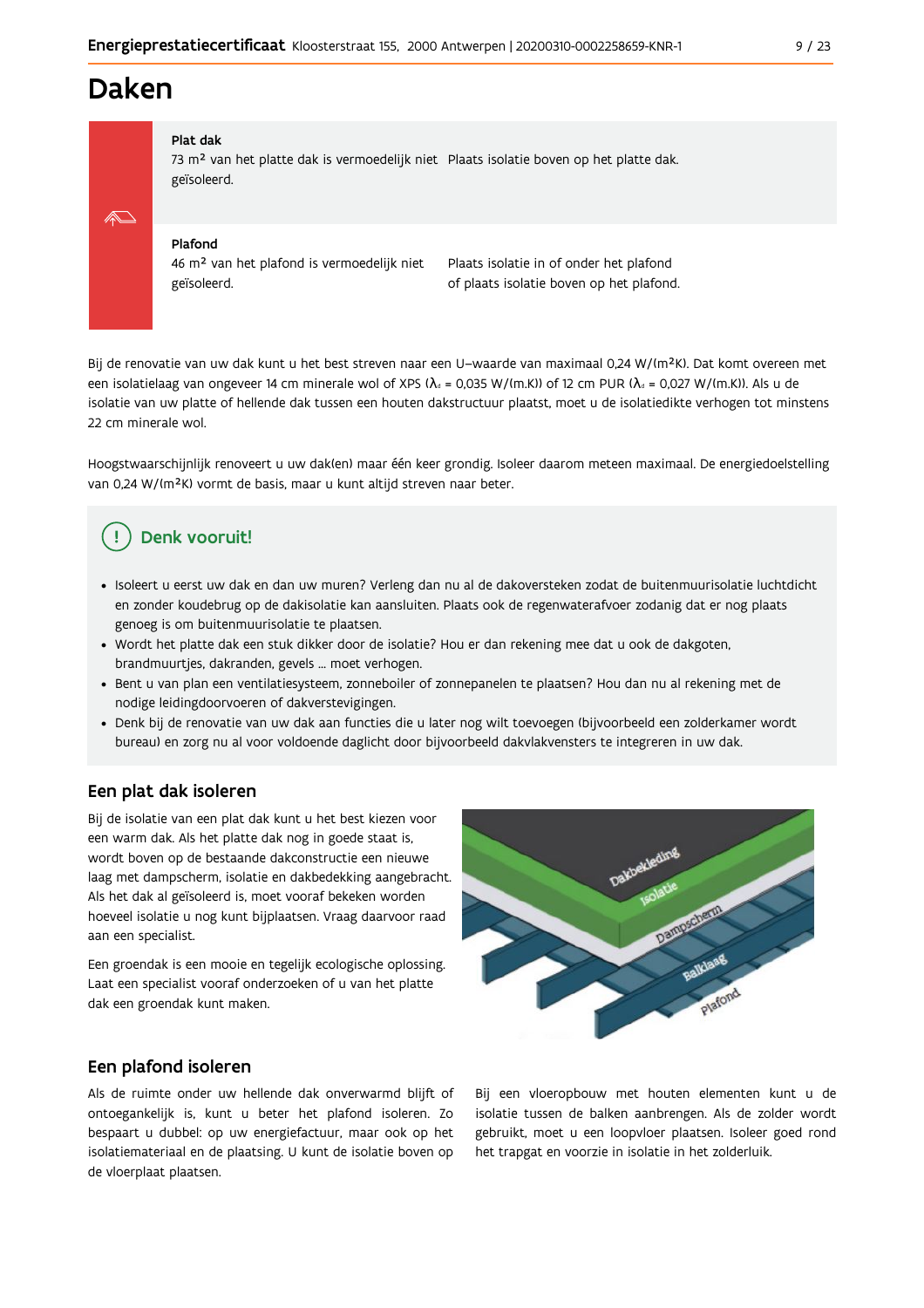# Daken

**Plat dak**

73 m² van het platte dak is vermoedelijk niet geïsoleerd. | Plaats isolatie boven op het platte dak.

**Plafond**

46 m² van het plafond is vermoedelijk niet geïsoleerd. | Plaats isolatie in of onder het plafond of plaats isolatie boven op het plafond.

Bij de renovatie van uw dak kunt u het best streven naar een U–waarde van maximaal 0,24 W/(m²K). Dat komt overeen met een isolatielaag van ongeveer 14 cm minerale wol of XPS ($\lambda_d$ = 0,035 W/(m.K)) of 12 cm PUR ($\lambda_d$ = 0,027 W/(m.K)). Als u de isolatie van uw platte of hellende dak tussen een houten dakstructuur plaatst, moet u de isolatiedikte verhogen tot minstens 22 cm minerale wol.

Hoogstwaarschijnlijk renoveert u uw dak(en) maar één keer grondig. Isoleer daarom meteen maximaal. De energiedoelstelling van 0,24 W/(m²K) vormt de basis, maar u kunt altijd streven naar beter.

## Denk vooruit!

- Isoleert u eerst uw dak en dan uw muren? Verleng dan nu al de dakoversteken zodat de buitenmuurisolatie luchtdicht en zonder koudebrug op de dakisolatie kan aansluiten. Plaats ook de regenwaterafvoer zodanig dat er nog plaats genoeg is om buitenmuurisolatie te plaatsen.
- Wordt het platte dak een stuk dikker door de isolatie? Hou er dan rekening mee dat u ook de dakgoten, brandmuurtjes, dakranden, gevels ... moet verhogen.
- Bent u van plan een ventilatiesysteem, zonneboiler of zonnepanelen te plaatsen? Hou dan nu al rekening met de nodige leidingdoorvoeren of dakverstevigingen.
- Denk bij de renovatie van uw dak aan functies die u later nog wilt toevoegen (bijvoorbeeld een zolderkamer wordt bureau) en zorg nu al voor voldoende daglicht door bijvoorbeeld dakvlakvensters te integreren in uw dak.

## Een plat dak isoleren

Bij de isolatie van een plat dak kunt u het best kiezen voor een warm dak. Als het platte dak nog in goede staat is, wordt boven op de bestaande dakconstructie een nieuwe laag met dampscherm, isolatie en dakbedekking aangebracht. Als het dak al geïsoleerd is, moet vooraf bekeken worden hoeveel isolatie u nog kunt bijplaatsen. Vraag daarvoor raad aan een specialist.

Een groendak is een mooie en tegelijk ecologische oplossing. Laat een specialist vooraf onderzoeken of u van het platte dak een groendak kunt maken.

## Een plafond isoleren

Als de ruimte onder uw hellende dak onverwarmd blijft of ontoegankelijk is, kunt u beter het plafond isoleren. Zo bespaart u dubbel: op uw energiefactuur, maar ook op het isolatiemateriaal en de plaatsing. U kunt de isolatie boven op de vloerplaat plaatsen.

Bij een vloeropbouw met houten elementen kunt u de isolatie tussen de balken aanbrengen. Als de zolder wordt gebruikt, moet u een loopvloer plaatsen. Isoleer goed rond het trapgat en voorzie in isolatie in het zolderluik.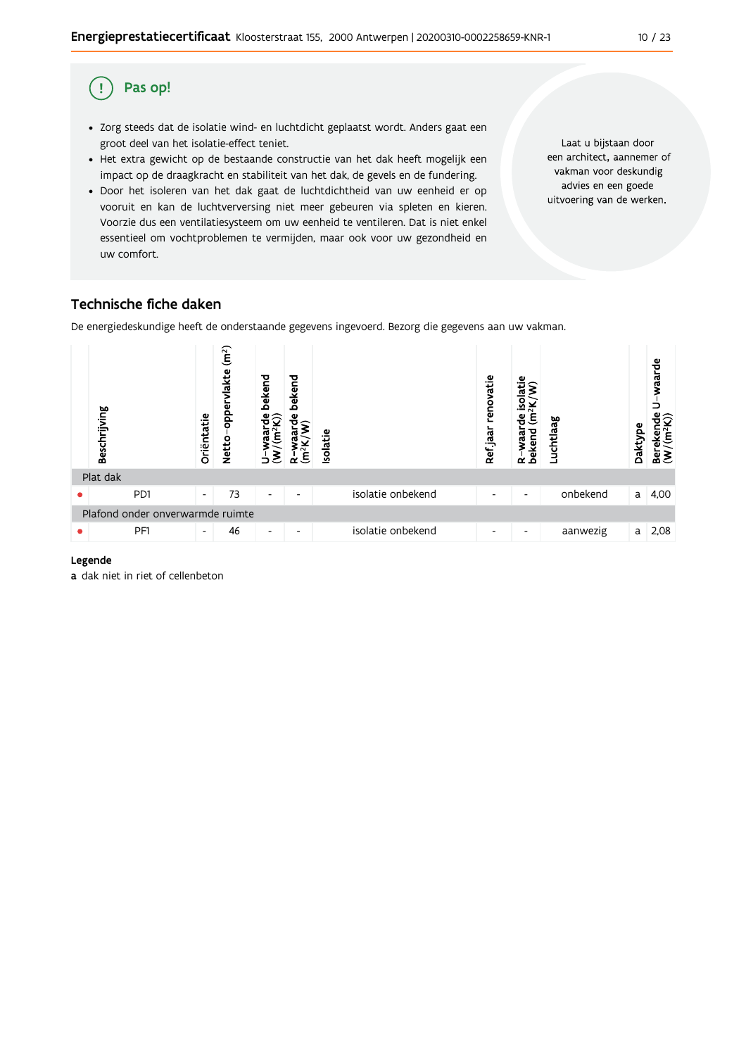## Pas op!

- Zorg steeds dat de isolatie wind- en luchtdicht geplaatst wordt. Anders gaat een groot deel van het isolatie-effect teniet.
- Het extra gewicht op de bestaande constructie van het dak heeft mogelijk een impact op de draagkracht en stabiliteit van het dak, de gevels en de fundering.
- Door het isoleren van het dak gaat de luchtdichtheid van uw eenheid er op vooruit en kan de luchtverversing niet meer gebeuren via spleten en kieren. Voorzie dus een ventilatiesysteem om uw eenheid te ventileren. Dat is niet enkel essentieel om vochtproblemen te vermijden, maar ook voor uw gezondheid en uw comfort.

Laat u bijstaan door een architect, aannemer of vakman voor deskundig advies en een goede uitvoering van de werken.

## Technische fiche daken

De energiedeskundige heeft de onderstaande gegevens ingevoerd. Bezorg die gegevens aan uw vakman.

| | Beschrijving | Oriëntatie | Netto-oppervlakte (m²) | U-waarde bekend (W/(m²K)) | R-waarde bekend (m²K/W) | Isolatie | Ref.jaar renovatie | R-waarde isolatie bekend (m²K/W) | Luchtlaag | Daktype | Berekende U-waarde (W/(m²K)) |
|---|---|---|---|---|---|---|---|---|---|---|---|
| Plat dak | | | | | | | | | | | |
| • | PD1 | - | 73 | - | - | isolatie onbekend | - | - | onbekend | a | 4,00 |
| Plafond onder onverwarmde ruimte | | | | | | | | | | | |
| • | PF1 | - | 46 | - | - | isolatie onbekend | - | - | aanwezig | a | 2,08 |

**Legende**

**a** dak niet in riet of cellenbeton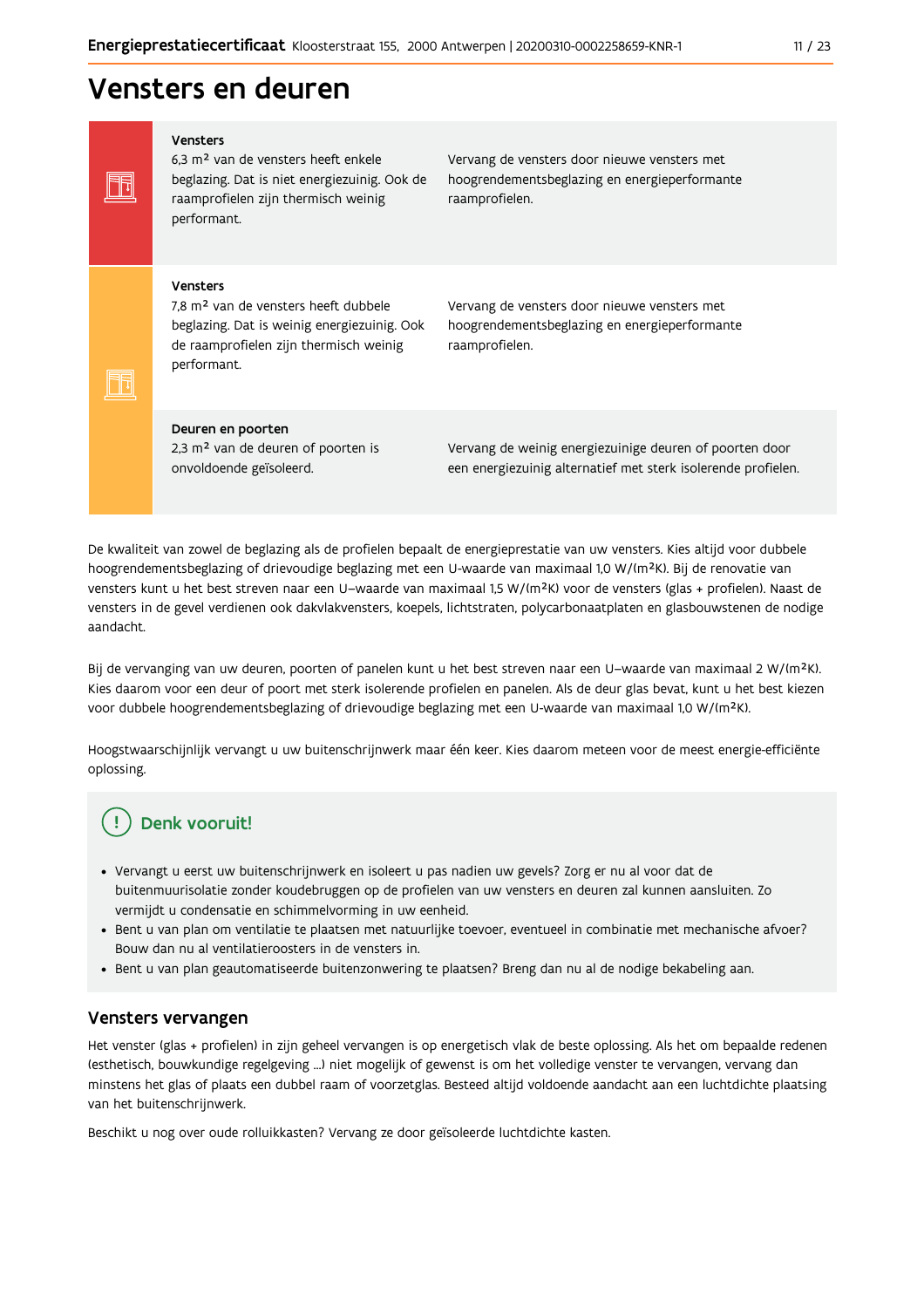# Vensters en deuren

| | | |
|---|---|---|
| **Vensters** | 6,3 m² van de vensters heeft enkele beglazing. Dat is niet energiezuinig. Ook de raamprofielen zijn thermisch weinig performant. | Vervang de vensters door nieuwe vensters met hoogrendementsbeglazing en energieperformante raamprofielen. |
| **Vensters** | 7,8 m² van de vensters heeft dubbele beglazing. Dat is weinig energiezuinig. Ook de raamprofielen zijn thermisch weinig performant. | Vervang de vensters door nieuwe vensters met hoogrendementsbeglazing en energieperformante raamprofielen. |
| **Deuren en poorten** | 2,3 m² van de deuren of poorten is onvoldoende geïsoleerd. | Vervang de weinig energiezuinige deuren of poorten door een energiezuinig alternatief met sterk isolerende profielen. |

De kwaliteit van zowel de beglazing als de profielen bepaalt de energieprestatie van uw vensters. Kies altijd voor dubbele hoogrendementsbeglazing of drievoudige beglazing met een U-waarde van maximaal 1,0 W/(m²K). Bij de renovatie van vensters kunt u het best streven naar een U–waarde van maximaal 1,5 W/(m²K) voor de vensters (glas + profielen). Naast de vensters in de gevel verdienen ook dakvlakvensters, koepels, lichtstraten, polycarbonaatplaten en glasbouwstenen de nodige aandacht.

Bij de vervanging van uw deuren, poorten of panelen kunt u het best streven naar een U–waarde van maximaal 2 W/(m²K). Kies daarom voor een deur of poort met sterk isolerende profielen en panelen. Als de deur glas bevat, kunt u het best kiezen voor dubbele hoogrendementsbeglazing of drievoudige beglazing met een U-waarde van maximaal 1,0 W/(m²K).

Hoogstwaarschijnlijk vervangt u uw buitenschrijnwerk maar één keer. Kies daarom meteen voor de meest energie-efficiënte oplossing.

## Denk vooruit!

- Vervangt u eerst uw buitenschrijnwerk en isoleert u pas nadien uw gevels? Zorg er nu al voor dat de buitenmuurisolatie zonder koudebruggen op de profielen van uw vensters en deuren zal kunnen aansluiten. Zo vermijdt u condensatie en schimmelvorming in uw eenheid.
- Bent u van plan om ventilatie te plaatsen met natuurlijke toevoer, eventueel in combinatie met mechanische afvoer? Bouw dan nu al ventilatieroosters in de vensters in.
- Bent u van plan geautomatiseerde buitenzonwering te plaatsen? Breng dan nu al de nodige bekabeling aan.

## Vensters vervangen

Het venster (glas + profielen) in zijn geheel vervangen is op energetisch vlak de beste oplossing. Als het om bepaalde redenen (esthetisch, bouwkundige regelgeving ...) niet mogelijk of gewenst is om het volledige venster te vervangen, vervang dan minstens het glas of plaats een dubbel raam of voorzetglas. Besteed altijd voldoende aandacht aan een luchtdichte plaatsing van het buitenschrijnwerk.

Beschikt u nog over oude rolluikkasten? Vervang ze door geïsoleerde luchtdichte kasten.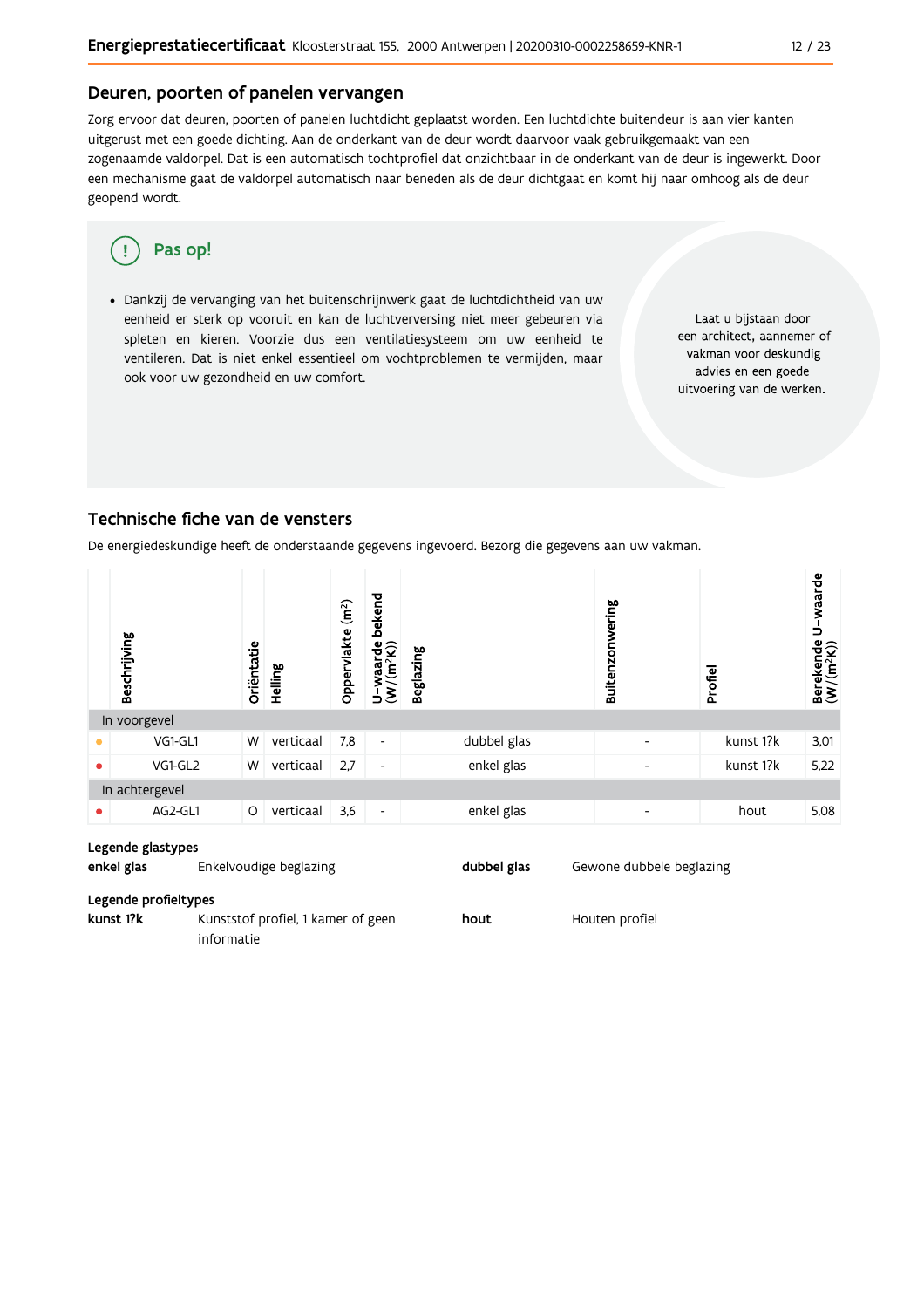## Deuren, poorten of panelen vervangen

Zorg ervoor dat deuren, poorten of panelen luchtdicht geplaatst worden. Een luchtdichte buitendeur is aan vier kanten uitgerust met een goede dichting. Aan de onderkant van de deur wordt daarvoor vaak gebruikgemaakt van een zogenaamde valdorpel. Dat is een automatisch tochtprofiel dat onzichtbaar in de onderkant van de deur is ingewerkt. Door een mechanisme gaat de valdorpel automatisch naar beneden als de deur dichtgaat en komt hij naar omhoog als de deur geopend wordt.

**Pas op!**

- Dankzij de vervanging van het buitenschrijnwerk gaat de luchtdichtheid van uw eenheid er sterk op vooruit en kan de luchtverversing niet meer gebeuren via spleten en kieren. Voorzie dus een ventilatiesysteem om uw eenheid te ventileren. Dat is niet enkel essentieel om vochtproblemen te vermijden, maar ook voor uw gezondheid en uw comfort.

Laat u bijstaan door een architect, aannemer of vakman voor deskundig advies en een goede uitvoering van de werken.

## Technische fiche van de vensters

De energiedeskundige heeft de onderstaande gegevens ingevoerd. Bezorg die gegevens aan uw vakman.

| | Beschrijving | Oriëntatie | Helling | Oppervlakte (m²) | U-waarde bekend (W/(m²K)) | Beglazing | Buitenzonwering | Profiel | Berekende U-waarde (W/(m²K)) |
|---|---|---|---|---|---|---|---|---|---|
| In voorgevel | | | | | | | | | |
| ● | VG1-GL1 | W | verticaal | 7,8 | - | dubbel glas | - | kunst 1?k | 3,01 |
| ● | VG1-GL2 | W | verticaal | 2,7 | - | enkel glas | - | kunst 1?k | 5,22 |
| In achtergevel | | | | | | | | | |
| ● | AG2-GL1 | O | verticaal | 3,6 | - | enkel glas | - | hout | 5,08 |

**Legende glastypes**

**enkel glas** Enkelvoudige beglazing

**dubbel glas** Gewone dubbele beglazing

**Legende profieltypes**

**kunst 1?k** Kunststof profiel, 1 kamer of geen informatie

**hout** Houten profiel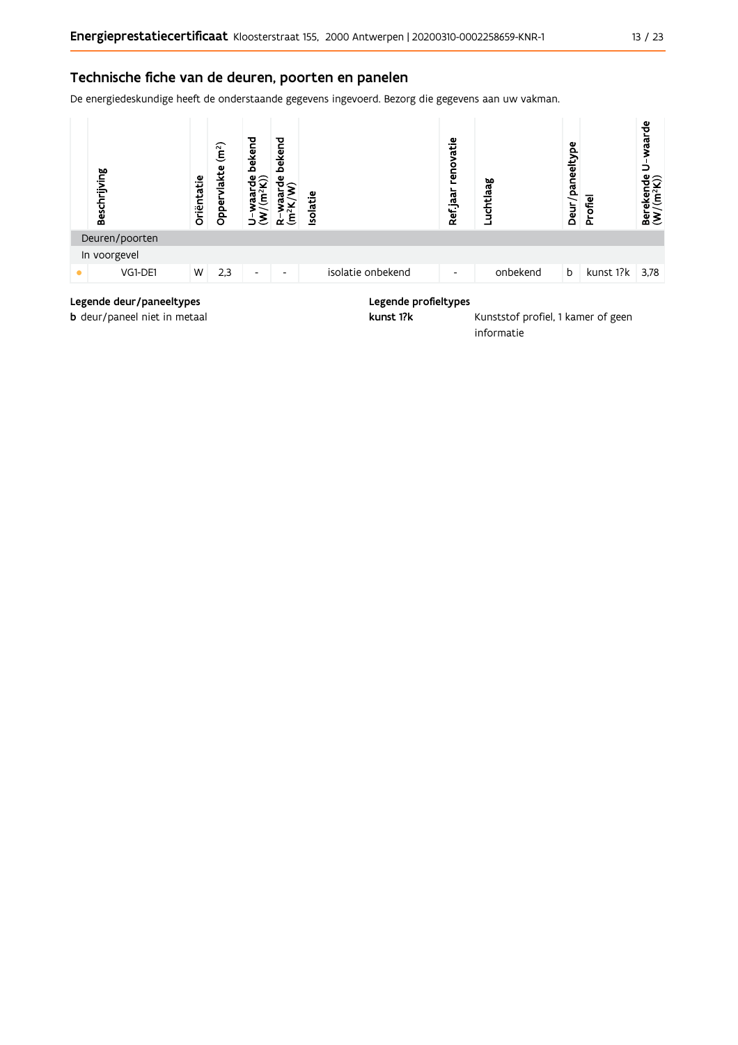## Technische fiche van de deuren, poorten en panelen

De energiedeskundige heeft de onderstaande gegevens ingevoerd. Bezorg die gegevens aan uw vakman.

| | Beschrijving | Oriëntatie | Oppervlakte (m²) | U-waarde bekend (W/(m²K)) | R-waarde bekend (m²K/W) | Isolatie | Ref.jaar renovatie | Luchtlaag | Deur/paneeltype | Profiel | Berekende U-waarde (W/(m²K)) |
|---|---|---|---|---|---|---|---|---|---|---|---|
| Deuren/poorten | | | | | | | | | | | |
| In voorgevel | | | | | | | | | | | |
| • | VG1-DE1 | W | 2,3 | - | - | isolatie onbekend | - | onbekend | b | kunst 1?k | 3,78 |

**Legende deur/paneeltypes**

**b** deur/paneel niet in metaal

**Legende profieltypes**

**kunst 1?k** Kunststof profiel, 1 kamer of geen informatie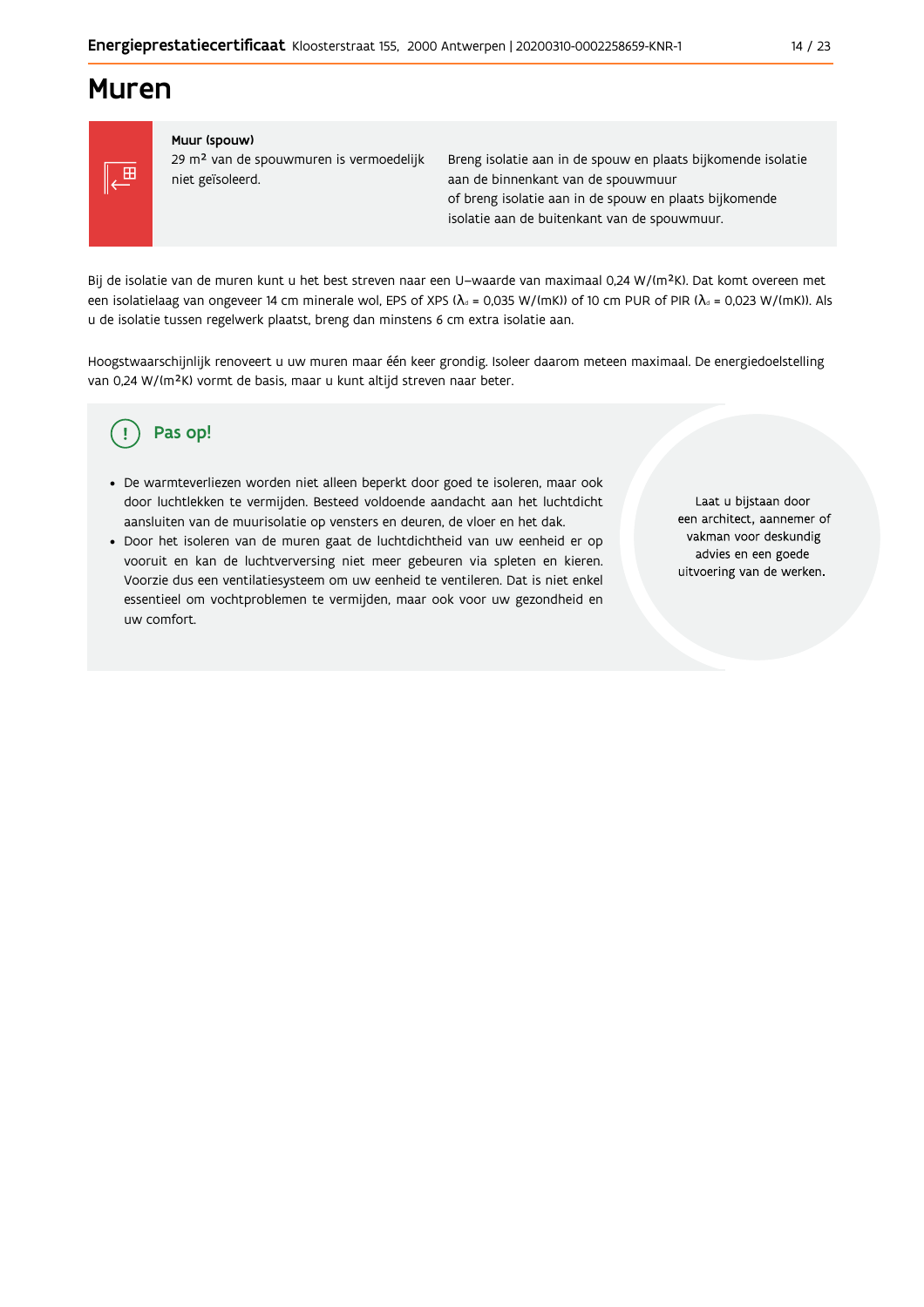# Muren

**Muur (spouw)**

29 m² van de spouwmuren is vermoedelijk niet geïsoleerd.

Breng isolatie aan in de spouw en plaats bijkomende isolatie aan de binnenkant van de spouwmuur
of breng isolatie aan in de spouw en plaats bijkomende isolatie aan de buitenkant van de spouwmuur.

Bij de isolatie van de muren kunt u het best streven naar een U-waarde van maximaal 0,24 W/(m²K). Dat komt overeen met een isolatielaag van ongeveer 14 cm minerale wol, EPS of XPS ($\lambda_d$ = 0,035 W/(mK)) of 10 cm PUR of PIR ($\lambda_d$ = 0,023 W/(mK)). Als u de isolatie tussen regelwerk plaatst, breng dan minstens 6 cm extra isolatie aan.

Hoogstwaarschijnlijk renoveert u uw muren maar één keer grondig. Isoleer daarom meteen maximaal. De energiedoelstelling van 0,24 W/(m²K) vormt de basis, maar u kunt altijd streven naar beter.

## Pas op!

- De warmteverliezen worden niet alleen beperkt door goed te isoleren, maar ook door luchtlekken te vermijden. Besteed voldoende aandacht aan het luchtdicht aansluiten van de muurisolatie op vensters en deuren, de vloer en het dak.
- Door het isoleren van de muren gaat de luchtdichtheid van uw eenheid er op vooruit en kan de luchtverversing niet meer gebeuren via spleten en kieren. Voorzie dus een ventilatiesysteem om uw eenheid te ventileren. Dat is niet enkel essentieel om vochtproblemen te vermijden, maar ook voor uw gezondheid en uw comfort.

Laat u bijstaan door een architect, aannemer of vakman voor deskundig advies en een goede uitvoering van de werken.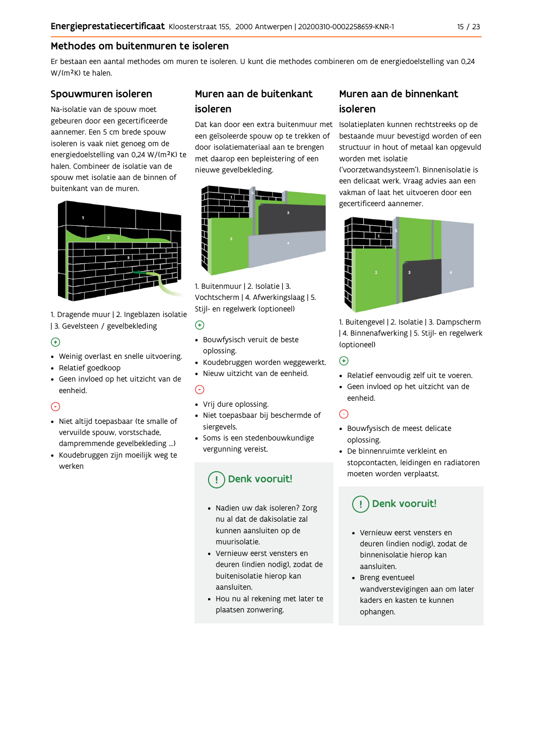## Methodes om buitenmuren te isoleren

Er bestaan een aantal methodes om muren te isoleren. U kunt die methodes combineren om de energiedoelstelling van 0,24 W/(m²K) te halen.

### Spouwmuren isoleren

Na-isolatie van de spouw moet gebeuren door een gecertificeerde aannemer. Een 5 cm brede spouw isoleren is vaak niet genoeg om de energiedoelstelling van 0,24 W/(m²K) te halen. Combineer de isolatie van de spouw met isolatie aan de binnen of buitenkant van de muren.

1. Dragende muur | 2. Ingeblazen isolatie | 3. Gevelsteen / gevelbekleding

⊕

- Weinig overlast en snelle uitvoering.
- Relatief goedkoop
- Geen invloed op het uitzicht van de eenheid.

⊖

- Niet altijd toepasbaar (te smalle of vervuilde spouw, vorstschade, dampremmende gevelbekleding ...)
- Koudebruggen zijn moeilijk weg te werken

### Muren aan de buitenkant isoleren

Dat kan door een extra buitenmuur met een geïsoleerde spouw op te trekken of door isolatiemateriaal aan te brengen met daarop een bepleistering of een nieuwe gevelbekleding.

1. Buitenmuur | 2. Isolatie | 3. Vochtscherm | 4. Afwerkingslaag | 5. Stijl- en regelwerk (optioneel)

⊕

- Bouwfysisch veruit de beste oplossing.
- Koudebruggen worden weggewerkt.
- Nieuw uitzicht van de eenheid.

⊖

- Vrij dure oplossing.
- Niet toepasbaar bij beschermde of siergevels.
- Soms is een stedenbouwkundige vergunning vereist.

**Denk vooruit!**

- Nadien uw dak isoleren? Zorg nu al dat de dakisolatie zal kunnen aansluiten op de muurisolatie.
- Vernieuw eerst vensters en deuren (indien nodig), zodat de buitenisolatie hierop kan aansluiten.
- Hou nu al rekening met later te plaatsen zonwering.

### Muren aan de binnenkant isoleren

Isolatieplaten kunnen rechtstreeks op de bestaande muur bevestigd worden of een structuur in hout of metaal kan opgevuld worden met isolatie ('voorzetwandsysteem'). Binnenisolatie is een delicaat werk. Vraag advies aan een vakman of laat het uitvoeren door een gecertificeerd aannemer.

1. Buitengevel | 2. Isolatie | 3. Dampscherm | 4. Binnenafwerking | 5. Stijl- en regelwerk (optioneel)

⊕

- Relatief eenvoudig zelf uit te voeren.
- Geen invloed op het uitzicht van de eenheid.

⊖

- Bouwfysisch de meest delicate oplossing.
- De binnenruimte verkleint en stopcontacten, leidingen en radiatoren moeten worden verplaatst.

**Denk vooruit!**

- Vernieuw eerst vensters en deuren (indien nodig), zodat de binnenisolatie hierop kan aansluiten.
- Breng eventueel wandverstevigingen aan om later kaders en kasten te kunnen ophangen.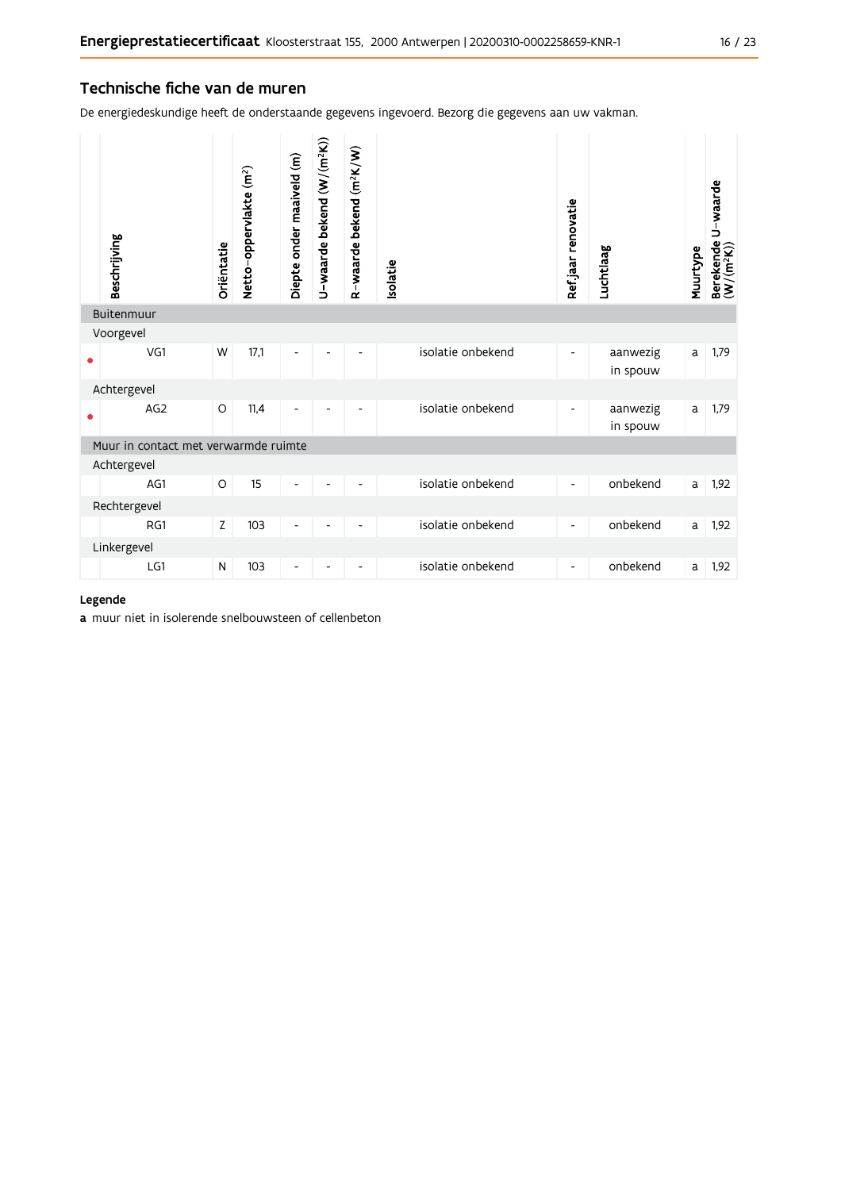## Technische fiche van de muren

De energiedeskundige heeft de onderstaande gegevens ingevoerd. Bezorg die gegevens aan uw vakman.

| | Beschrijving | Oriëntatie | Netto-oppervlakte ($m^2$) | Diepte onder maaiveld (m) | U-waarde bekend ($W/(m^2K)$) | R-waarde bekend ($m^2K/W$) | Isolatie | Ref.jaar renovatie | Luchtlaag | Muurtype | Berekende U-waarde ($W/(m^2K)$) |
|---|---|---|---|---|---|---|---|---|---|---|---|
| **Buitenmuur** | | | | | | | | | | | |
| Voorgevel | | | | | | | | | | | |
| • | VG1 | W | 17,1 | - | - | - | isolatie onbekend | - | aanwezig in spouw | a | 1,79 |
| Achtergevel | | | | | | | | | | | |
| • | AG2 | O | 11,4 | - | - | - | isolatie onbekend | - | aanwezig in spouw | a | 1,79 |
| **Muur in contact met verwarmde ruimte** | | | | | | | | | | | |
| Achtergevel | | | | | | | | | | | |
| | AG1 | O | 15 | - | - | - | isolatie onbekend | - | onbekend | a | 1,92 |
| Rechtergevel | | | | | | | | | | | |
| | RG1 | Z | 103 | - | - | - | isolatie onbekend | - | onbekend | a | 1,92 |
| Linkergevel | | | | | | | | | | | |
| | LG1 | N | 103 | - | - | - | isolatie onbekend | - | onbekend | a | 1,92 |

**Legende**

**a** muur niet in isolerende snelbouwsteen of cellenbeton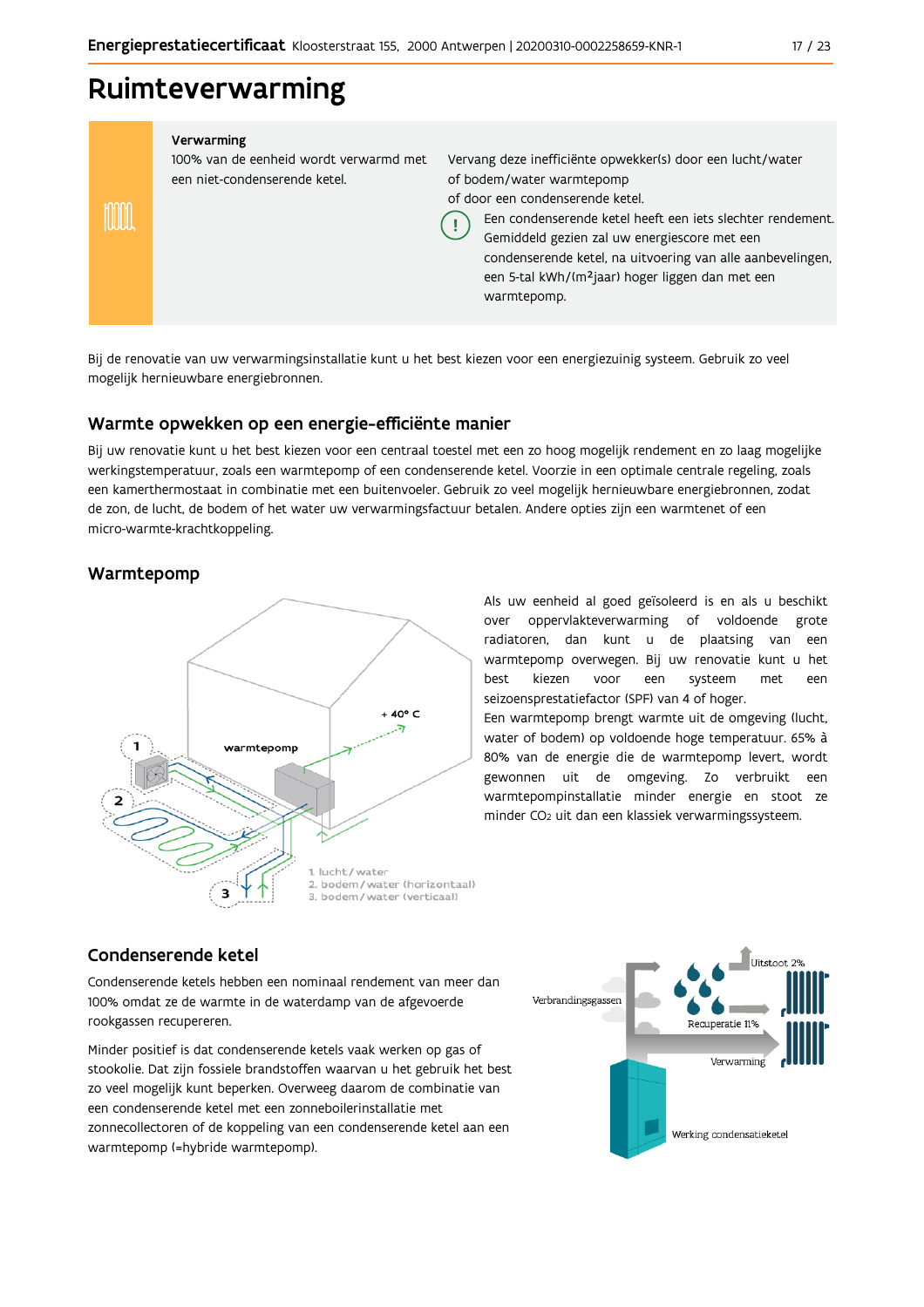# Ruimteverwarming

**Verwarming**

100% van de eenheid wordt verwarmd met een niet-condenserende ketel.

Vervang deze inefficiënte opwekker(s) door een lucht/water of bodem/water warmtepomp
of door een condenserende ketel.

Een condenserende ketel heeft een iets slechter rendement. Gemiddeld gezien zal uw energiescore met een condenserende ketel, na uitvoering van alle aanbevelingen, een 5-tal kWh/(m²jaar) hoger liggen dan met een warmtepomp.

Bij de renovatie van uw verwarmingsinstallatie kunt u het best kiezen voor een energiezuinig systeem. Gebruik zo veel mogelijk hernieuwbare energiebronnen.

## Warmte opwekken op een energie-efficiënte manier

Bij uw renovatie kunt u het best kiezen voor een centraal toestel met een zo hoog mogelijk rendement en zo laag mogelijke werkingstemperatuur, zoals een warmtepomp of een condenserende ketel. Voorzie in een optimale centrale regeling, zoals een kamerthermostaat in combinatie met een buitenvoeler. Gebruik zo veel mogelijk hernieuwbare energiebronnen, zodat de zon, de lucht, de bodem of het water uw verwarmingsfactuur betalen. Andere opties zijn een warmtenet of een micro-warmte-krachtkoppeling.

## Warmtepomp

1. lucht / water
2. bodem / water (horizontaal)
3. bodem / water (verticaal)

Als uw eenheid al goed geïsoleerd is en als u beschikt over oppervlakteverwarming of voldoende grote radiatoren, dan kunt u de plaatsing van een warmtepomp overwegen. Bij uw renovatie kunt u het best kiezen voor een systeem met een seizoensprestatiefactor (SPF) van 4 of hoger.

Een warmtepomp brengt warmte uit de omgeving (lucht, water of bodem) op voldoende hoge temperatuur. 65% à 80% van de energie die de warmtepomp levert, wordt gewonnen uit de omgeving. Zo verbruikt een warmtepompinstallatie minder energie en stoot ze minder $CO_2$ uit dan een klassiek verwarmingssysteem.

## Condenserende ketel

Condenserende ketels hebben een nominaal rendement van meer dan 100% omdat ze de warmte in de waterdamp van de afgevoerde rookgassen recupereren.

Minder positief is dat condenserende ketels vaak werken op gas of stookolie. Dat zijn fossiele brandstoffen waarvan u het gebruik het best zo veel mogelijk kunt beperken. Overweeg daarom de combinatie van een condenserende ketel met een zonneboilerinstallatie met zonnecollectoren of de koppeling van een condenserende ketel aan een warmtepomp (=hybride warmtepomp).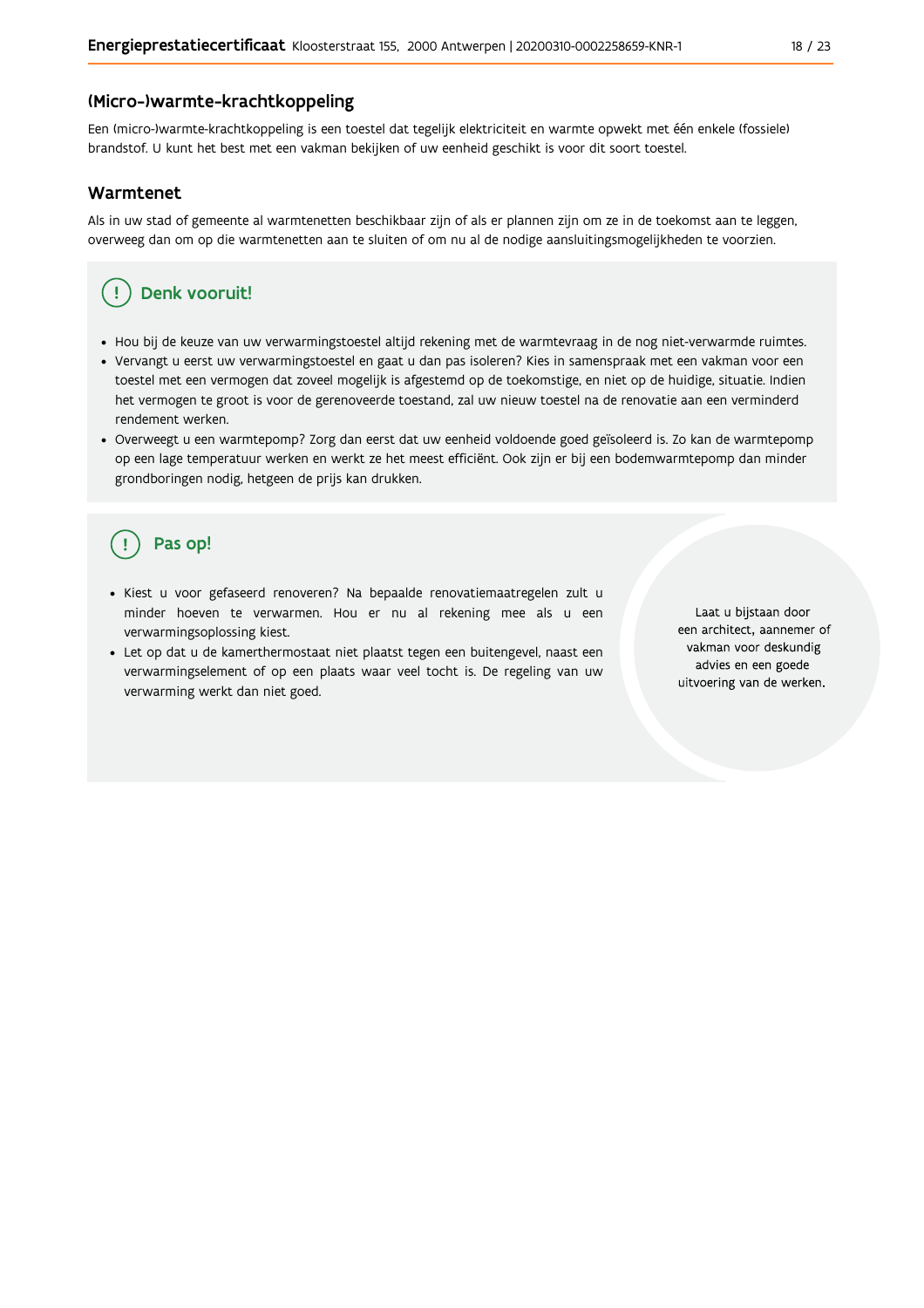## (Micro-)warmte-krachtkoppeling

Een (micro-)warmte-krachtkoppeling is een toestel dat tegelijk elektriciteit en warmte opwekt met één enkele (fossiele) brandstof. U kunt het best met een vakman bekijken of uw eenheid geschikt is voor dit soort toestel.

## Warmtenet

Als in uw stad of gemeente al warmtenetten beschikbaar zijn of als er plannen zijn om ze in de toekomst aan te leggen, overweeg dan om op die warmtenetten aan te sluiten of om nu al de nodige aansluitingsmogelijkheden te voorzien.

### Denk vooruit!

- Hou bij de keuze van uw verwarmingstoestel altijd rekening met de warmtevraag in de nog niet-verwarmde ruimtes.
- Vervangt u eerst uw verwarmingstoestel en gaat u dan pas isoleren? Kies in samenspraak met een vakman voor een toestel met een vermogen dat zoveel mogelijk is afgestemd op de toekomstige, en niet op de huidige, situatie. Indien het vermogen te groot is voor de gerenoveerde toestand, zal uw nieuw toestel na de renovatie aan een verminderd rendement werken.
- Overweegt u een warmtepomp? Zorg dan eerst dat uw eenheid voldoende goed geïsoleerd is. Zo kan de warmtepomp op een lage temperatuur werken en werkt ze het meest efficiënt. Ook zijn er bij een bodemwarmtepomp dan minder grondboringen nodig, hetgeen de prijs kan drukken.

### Pas op!

- Kiest u voor gefaseerd renoveren? Na bepaalde renovatiemaatregelen zult u minder hoeven te verwarmen. Hou er nu al rekening mee als u een verwarmingsoplossing kiest.
- Let op dat u de kamerthermostaat niet plaatst tegen een buitengevel, naast een verwarmingselement of op een plaats waar veel tocht is. De regeling van uw verwarming werkt dan niet goed.

Laat u bijstaan door een architect, aannemer of vakman voor deskundig advies en een goede uitvoering van de werken.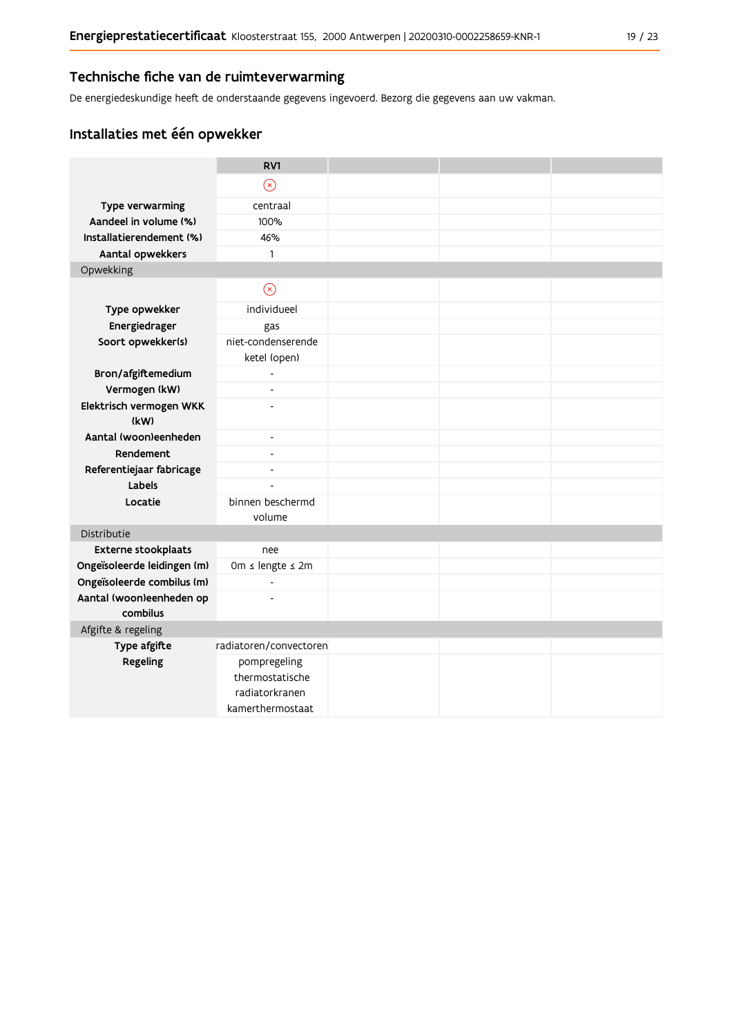## Technische fiche van de ruimteverwarming

De energiedeskundige heeft de onderstaande gegevens ingevoerd. Bezorg die gegevens aan uw vakman.

## Installaties met één opwekker

| | RV1 | | | |
|---|---|---|---|---|
| | ⊗ | | | |
| **Type verwarming** | centraal | | | |
| **Aandeel in volume (%)** | 100% | | | |
| **Installatierendement (%)** | 46% | | | |
| **Aantal opwekkers** | 1 | | | |
| Opwekking | | | | |
| | ⊗ | | | |
| **Type opwekker** | individueel | | | |
| **Energiedrager** | gas | | | |
| **Soort opwekker(s)** | niet-condenserende ketel (open) | | | |
| **Bron/afgiftemedium** | - | | | |
| **Vermogen (kW)** | - | | | |
| **Elektrisch vermogen WKK (kW)** | - | | | |
| **Aantal (woon)eenheden** | - | | | |
| **Rendement** | - | | | |
| **Referentiejaar fabricage** | - | | | |
| **Labels** | - | | | |
| **Locatie** | binnen beschermd volume | | | |
| Distributie | | | | |
| **Externe stookplaats** | nee | | | |
| **Ongeïsoleerde leidingen (m)** | 0m ≤ lengte ≤ 2m | | | |
| **Ongeïsoleerde combilus (m)** | - | | | |
| **Aantal (woon)eenheden op combilus** | - | | | |
| Afgifte & regeling | | | | |
| **Type afgifte** | radiatoren/convectoren | | | |
| **Regeling** | pompregeling thermostatische radiatorkranen kamerthermostaat | | | |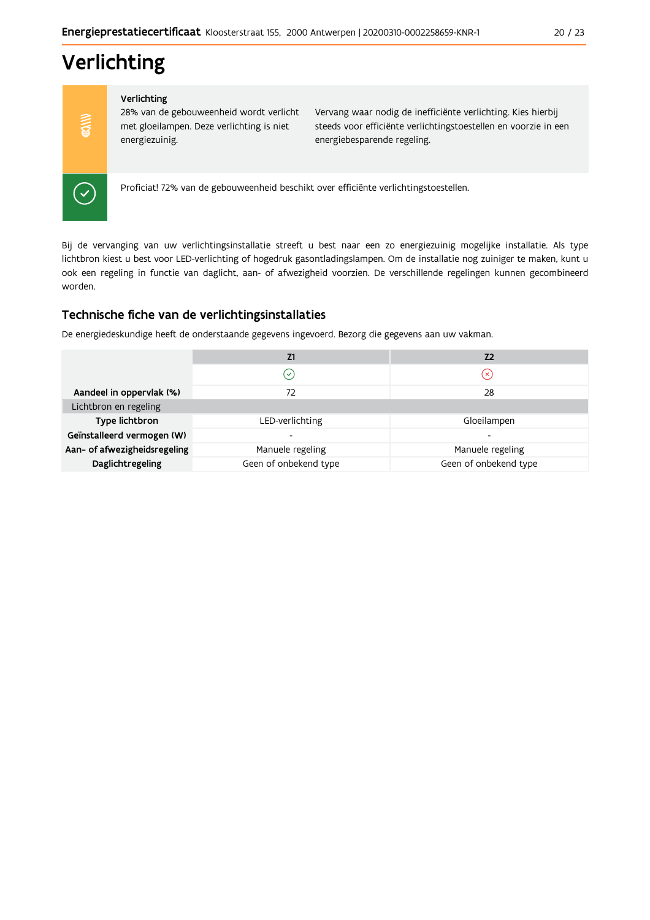# Verlichting

**Verlichting**

28% van de gebouweenheid wordt verlicht met gloeilampen. Deze verlichting is niet energiezuinig.

Vervang waar nodig de inefficiënte verlichting. Kies hierbij steeds voor efficiënte verlichtingstoestellen en voorzie in een energiebesparende regeling.

Proficiat! 72% van de gebouweenheid beschikt over efficiënte verlichtingstoestellen.

Bij de vervanging van uw verlichtingsinstallatie streeft u best naar een zo energiezuinig mogelijke installatie. Als type lichtbron kiest u best voor LED-verlichting of hogedruk gasontladingslampen. Om de installatie nog zuiniger te maken, kunt u ook een regeling in functie van daglicht, aan- of afwezigheid voorzien. De verschillende regelingen kunnen gecombineerd worden.

## Technische fiche van de verlichtingsinstallaties

De energiedeskundige heeft de onderstaande gegevens ingevoerd. Bezorg die gegevens aan uw vakman.

| | Z1 | Z2 |
|---|---|---|
| | ✓ | ✗ |
| **Aandeel in oppervlak (%)** | 72 | 28 |
| Lichtbron en regeling | | |
| **Type lichtbron** | LED-verlichting | Gloeilampen |
| **Geïnstalleerd vermogen (W)** | - | - |
| **Aan- of afwezigheidsregeling** | Manuele regeling | Manuele regeling |
| **Daglichtregeling** | Geen of onbekend type | Geen of onbekend type |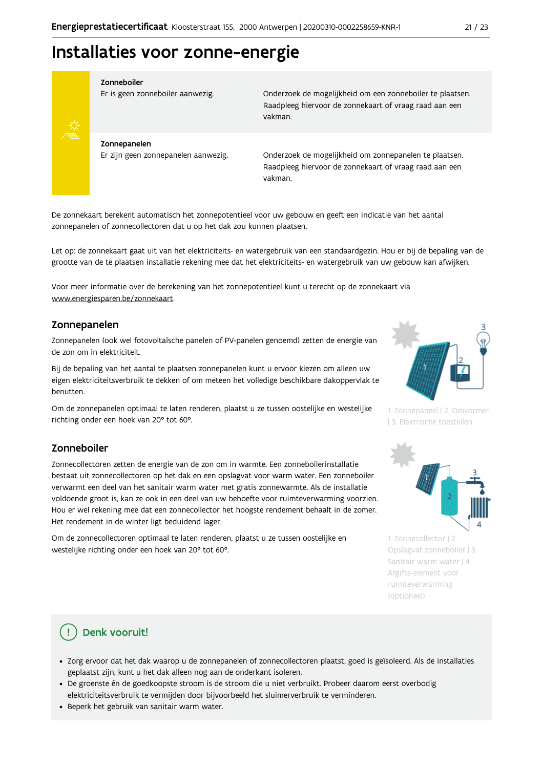# Installaties voor zonne-energie

| | |
|---|---|
| **Zonneboiler**<br>Er is geen zonneboiler aanwezig. | Onderzoek de mogelijkheid om een zonneboiler te plaatsen. Raadpleeg hiervoor de zonnekaart of vraag raad aan een vakman. |
| **Zonnepanelen**<br>Er zijn geen zonnepanelen aanwezig. | Onderzoek de mogelijkheid om zonnepanelen te plaatsen. Raadpleeg hiervoor de zonnekaart of vraag raad aan een vakman. |

De zonnekaart berekent automatisch het zonnepotentieel voor uw gebouw en geeft een indicatie van het aantal zonnepanelen of zonnecollectoren dat u op het dak zou kunnen plaatsen.

Let op: de zonnekaart gaat uit van het elektriciteits- en watergebruik van een standaardgezin. Hou er bij de bepaling van de grootte van de te plaatsen installatie rekening mee dat het elektriciteits- en watergebruik van uw gebouw kan afwijken.

Voor meer informatie over de berekening van het zonnepotentieel kunt u terecht op de zonnekaart via www.energiesparen.be/zonnekaart.

## Zonnepanelen

Zonnepanelen (ook wel fotovoltaïsche panelen of PV-panelen genoemd) zetten de energie van de zon om in elektriciteit.

Bij de bepaling van het aantal te plaatsen zonnepanelen kunt u ervoor kiezen om alleen uw eigen elektriciteitsverbruik te dekken of om meteen het volledige beschikbare dakoppervlak te benutten.

Om de zonnepanelen optimaal te laten renderen, plaatst u ze tussen oostelijke en westelijke richting onder een hoek van 20° tot 60°.

1. Zonnepaneel | 2. Omvormer | 3. Elektrische toestellen

## Zonneboiler

Zonnecollectoren zetten de energie van de zon om in warmte. Een zonneboilerinstallatie bestaat uit zonnecollectoren op het dak en een opslagvat voor warm water. Een zonneboiler verwarmt een deel van het sanitair warm water met gratis zonnewarmte. Als de installatie voldoende groot is, kan ze ook in een deel van uw behoefte voor ruimteverwarming voorzien. Hou er wel rekening mee dat een zonnecollector het hoogste rendement behaalt in de zomer. Het rendement in de winter ligt beduidend lager.

Om de zonnecollectoren optimaal te laten renderen, plaatst u ze tussen oostelijke en westelijke richting onder een hoek van 20° tot 60°.

1. Zonnecollector | 2. Opslagvat zonneboiler | 3. Sanitair warm water | 4. Afgifte-element voor ruimteverwarming (optioneel)

### Denk vooruit!

- Zorg ervoor dat het dak waarop u de zonnepanelen of zonnecollectoren plaatst, goed is geïsoleerd. Als de installaties geplaatst zijn, kunt u het dak alleen nog aan de onderkant isoleren.
- De groenste én de goedkoopste stroom is de stroom die u niet verbruikt. Probeer daarom eerst overbodig elektriciteitsverbruik te vermijden door bijvoorbeeld het sluimerverbruik te verminderen.
- Beperk het gebruik van sanitair warm water.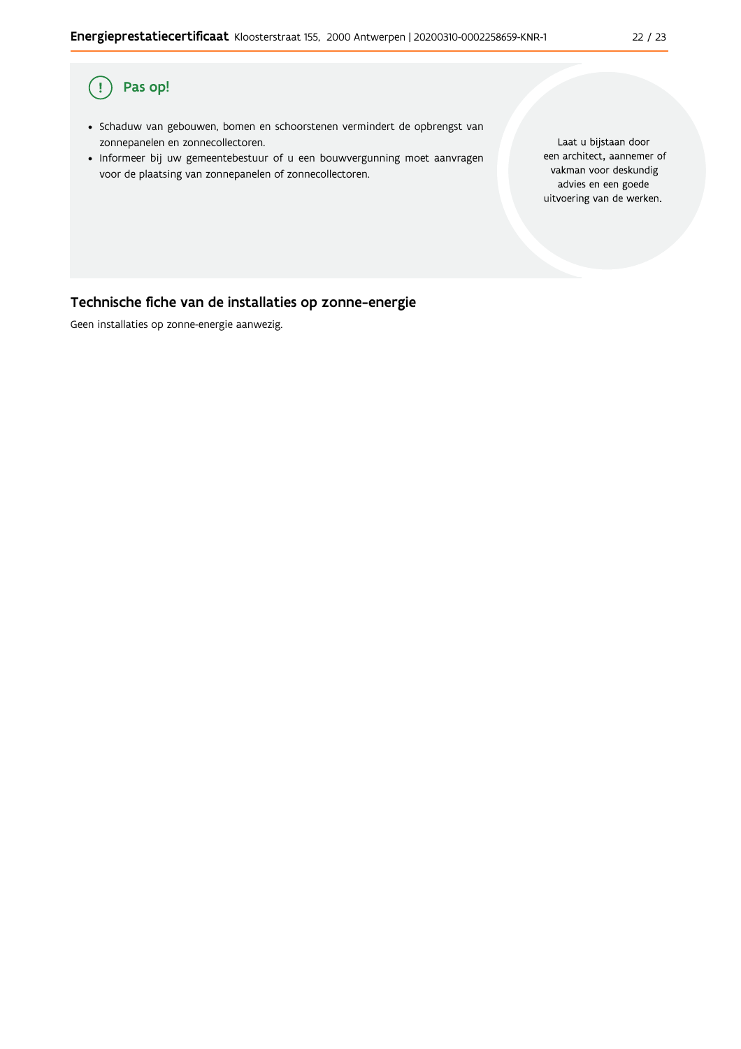## Pas op!

- Schaduw van gebouwen, bomen en schoorstenen vermindert de opbrengst van zonnepanelen en zonnecollectoren.
- Informeer bij uw gemeentebestuur of u een bouwvergunning moet aanvragen voor de plaatsing van zonnepanelen of zonnecollectoren.

Laat u bijstaan door een architect, aannemer of vakman voor deskundig advies en een goede uitvoering van de werken.

## Technische fiche van de installaties op zonne-energie

Geen installaties op zonne-energie aanwezig.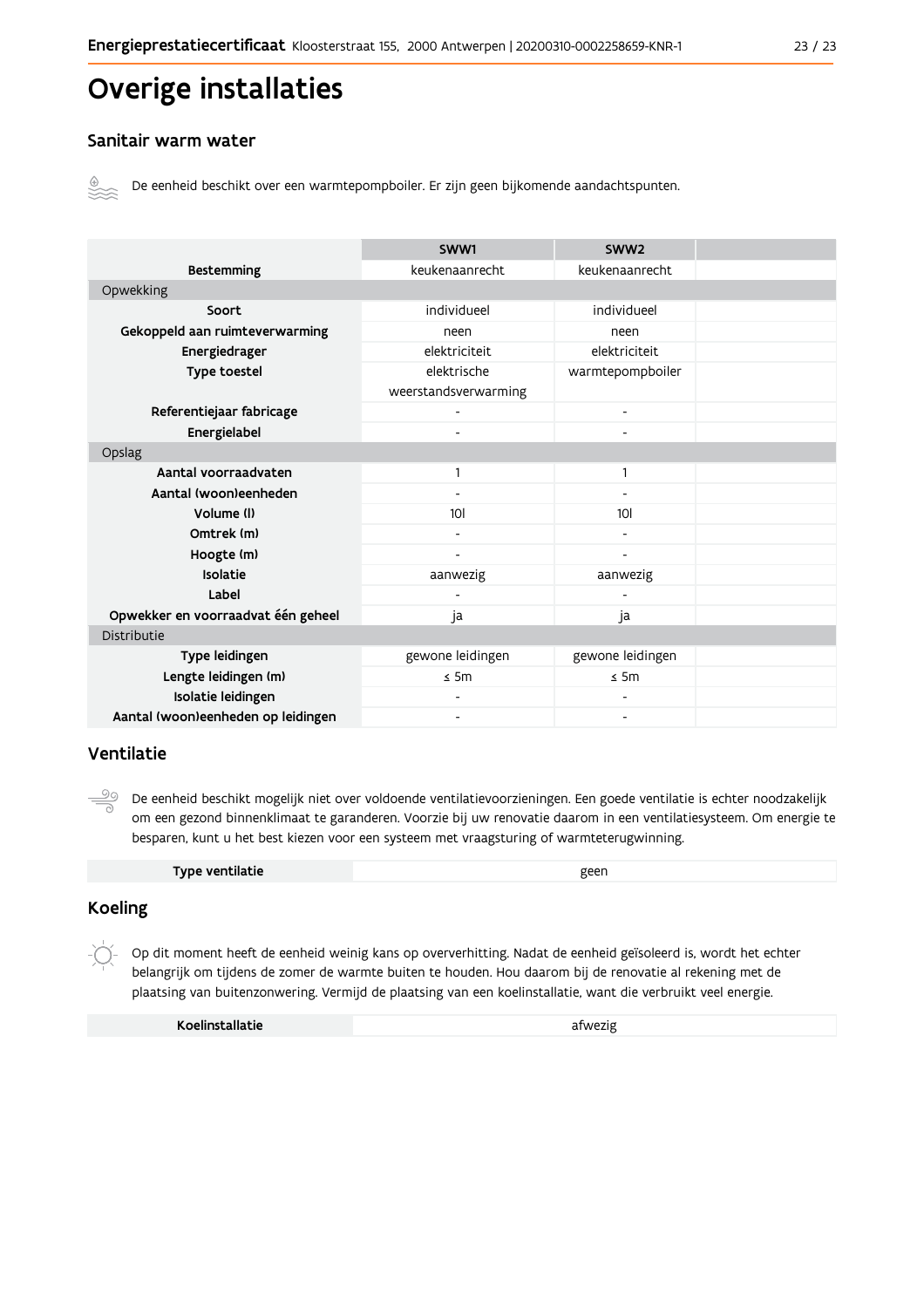// Page 23 omitted: The Main Title: "Overige installaties"

# Overige installaties

## Sanitair warm water

De eenheid beschikt over een warmtepompboiler. Er zijn geen bijkomende aandachtspunten.

| | SWW1 | SWW2 | |
|---|---|---|---|
| **Bestemming** | keukenaanrecht | keukenaanrecht | |
| Opwekking | | | |
| **Soort** | individueel | individueel | |
| **Gekoppeld aan ruimteverwarming** | neen | neen | |
| **Energiedrager** | elektriciteit | elektriciteit | |
| **Type toestel** | elektrische weerstandsverwarming | warmtepompboiler | |
| **Referentiejaar fabricage** | - | - | |
| **Energielabel** | - | - | |
| Opslag | | | |
| **Aantal voorraadvaten** | 1 | 1 | |
| **Aantal (woon)eenheden** | - | - | |
| **Volume (l)** | 10l | 10l | |
| **Omtrek (m)** | - | - | |
| **Hoogte (m)** | - | - | |
| **Isolatie** | aanwezig | aanwezig | |
| **Label** | - | - | |
| **Opwekker en voorraadvat één geheel** | ja | ja | |
| Distributie | | | |
| **Type leidingen** | gewone leidingen | gewone leidingen | |
| **Lengte leidingen (m)** | ≤ 5m | ≤ 5m | |
| **Isolatie leidingen** | - | - | |
| **Aantal (woon)eenheden op leidingen** | - | - | |

## Ventilatie

De eenheid beschikt mogelijk niet over voldoende ventilatievoorzieningen. Een goede ventilatie is echter noodzakelijk om een gezond binnenklimaat te garanderen. Voorzie bij uw renovatie daarom in een ventilatiesysteem. Om energie te besparen, kunt u het best kiezen voor een systeem met vraagsturing of warmteterugwinning.

| | |
|---|---|
| **Type ventilatie** | geen |

## Koeling

Op dit moment heeft de eenheid weinig kans op oververhitting. Nadat de eenheid geïsoleerd is, wordt het echter belangrijk om tijdens de zomer de warmte buiten te houden. Hou daarom bij de renovatie al rekening met de plaatsing van buitenzonwering. Vermijd de plaatsing van een koelinstallatie, want die verbruikt veel energie.

| | |
|---|---|
| **Koelinstallatie** | afwezig |